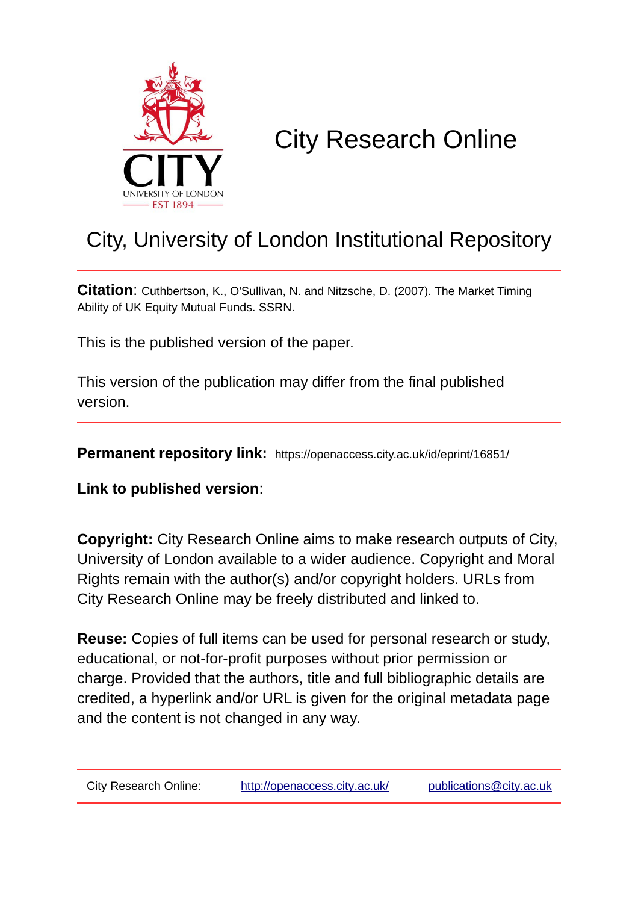CITY
UNIVERSITY OF LONDON
EST 1894

# City Research Online

## City, University of London Institutional Repository

**Citation**: Cuthbertson, K., O'Sullivan, N. and Nitzsche, D. (2007). The Market Timing Ability of UK Equity Mutual Funds. SSRN.

This is the published version of the paper.

This version of the publication may differ from the final published version.

**Permanent repository link:** https://openaccess.city.ac.uk/id/eprint/16851/

**Link to published version**:

**Copyright:** City Research Online aims to make research outputs of City, University of London available to a wider audience. Copyright and Moral Rights remain with the author(s) and/or copyright holders. URLs from City Research Online may be freely distributed and linked to.

**Reuse:** Copies of full items can be used for personal research or study, educational, or not-for-profit purposes without prior permission or charge. Provided that the authors, title and full bibliographic details are credited, a hyperlink and/or URL is given for the original metadata page and the content is not changed in any way.

City Research Online: http://openaccess.city.ac.uk/ publications@city.ac.uk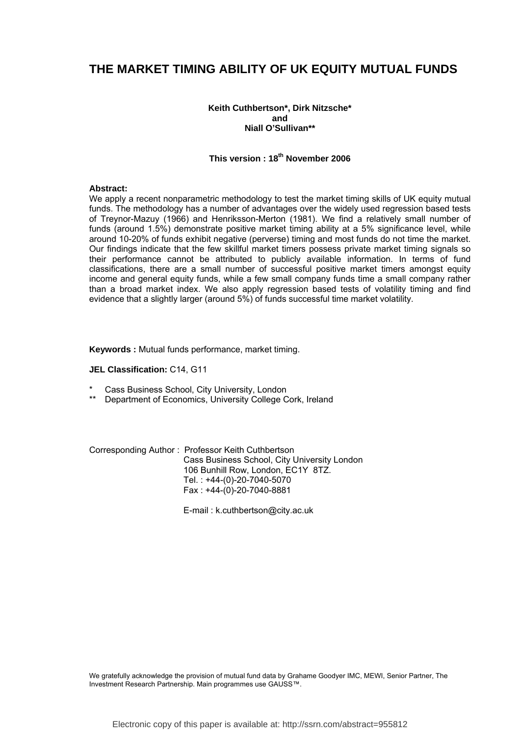# THE MARKET TIMING ABILITY OF UK EQUITY MUTUAL FUNDS

**Keith Cuthbertson\*, Dirk Nitzsche\***
**and**
**Niall O'Sullivan\*\***

**This version : 18th November 2006**

**Abstract:**
We apply a recent nonparametric methodology to test the market timing skills of UK equity mutual funds. The methodology has a number of advantages over the widely used regression based tests of Treynor-Mazuy (1966) and Henriksson-Merton (1981). We find a relatively small number of funds (around 1.5%) demonstrate positive market timing ability at a 5% significance level, while around 10-20% of funds exhibit negative (perverse) timing and most funds do not time the market. Our findings indicate that the few skillful market timers possess private market timing signals so their performance cannot be attributed to publicly available information. In terms of fund classifications, there are a small number of successful positive market timers amongst equity income and general equity funds, while a few small company funds time a small company rather than a broad market index. We also apply regression based tests of volatility timing and find evidence that a slightly larger (around 5%) of funds successful time market volatility.

**Keywords :** Mutual funds performance, market timing.

**JEL Classification:** C14, G11

\* Cass Business School, City University, London
\*\* Department of Economics, University College Cork, Ireland

Corresponding Author : Professor Keith Cuthbertson
Cass Business School, City University London
106 Bunhill Row, London, EC1Y 8TZ.
Tel. : +44-(0)-20-7040-5070
Fax : +44-(0)-20-7040-8881

E-mail : k.cuthbertson@city.ac.uk

We gratefully acknowledge the provision of mutual fund data by Grahame Goodyer IMC, MEWI, Senior Partner, The Investment Research Partnership. Main programmes use GAUSS™.

Electronic copy of this paper is available at: http://ssrn.com/abstract=955812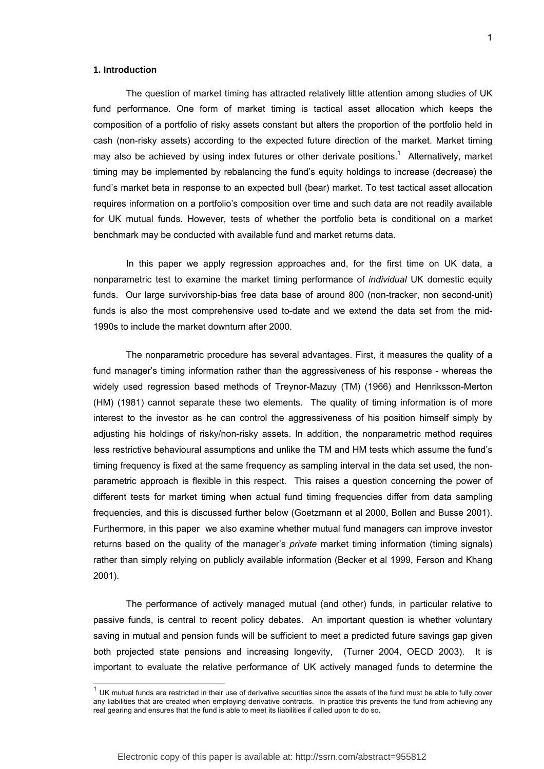### 1. Introduction

The question of market timing has attracted relatively little attention among studies of UK fund performance. One form of market timing is tactical asset allocation which keeps the composition of a portfolio of risky assets constant but alters the proportion of the portfolio held in cash (non-risky assets) according to the expected future direction of the market. Market timing may also be achieved by using index futures or other derivate positions.[1] Alternatively, market timing may be implemented by rebalancing the fund's equity holdings to increase (decrease) the fund's market beta in response to an expected bull (bear) market. To test tactical asset allocation requires information on a portfolio's composition over time and such data are not readily available for UK mutual funds. However, tests of whether the portfolio beta is conditional on a market benchmark may be conducted with available fund and market returns data.

In this paper we apply regression approaches and, for the first time on UK data, a nonparametric test to examine the market timing performance of *individual* UK domestic equity funds. Our large survivorship-bias free data base of around 800 (non-tracker, non second-unit) funds is also the most comprehensive used to-date and we extend the data set from the mid-1990s to include the market downturn after 2000.

The nonparametric procedure has several advantages. First, it measures the quality of a fund manager's timing information rather than the aggressiveness of his response - whereas the widely used regression based methods of Treynor-Mazuy (TM) (1966) and Henriksson-Merton (HM) (1981) cannot separate these two elements. The quality of timing information is of more interest to the investor as he can control the aggressiveness of his position himself simply by adjusting his holdings of risky/non-risky assets. In addition, the nonparametric method requires less restrictive behavioural assumptions and unlike the TM and HM tests which assume the fund's timing frequency is fixed at the same frequency as sampling interval in the data set used, the non-parametric approach is flexible in this respect. This raises a question concerning the power of different tests for market timing when actual fund timing frequencies differ from data sampling frequencies, and this is discussed further below (Goetzmann et al 2000, Bollen and Busse 2001). Furthermore, in this paper we also examine whether mutual fund managers can improve investor returns based on the quality of the manager's *private* market timing information (timing signals) rather than simply relying on publicly available information (Becker et al 1999, Ferson and Khang 2001).

The performance of actively managed mutual (and other) funds, in particular relative to passive funds, is central to recent policy debates. An important question is whether voluntary saving in mutual and pension funds will be sufficient to meet a predicted future savings gap given both projected state pensions and increasing longevity, (Turner 2004, OECD 2003). It is important to evaluate the relative performance of UK actively managed funds to determine the

[1] UK mutual funds are restricted in their use of derivative securities since the assets of the fund must be able to fully cover any liabilities that are created when employing derivative contracts. In practice this prevents the fund from achieving any real gearing and ensures that the fund is able to meet its liabilities if called upon to do so.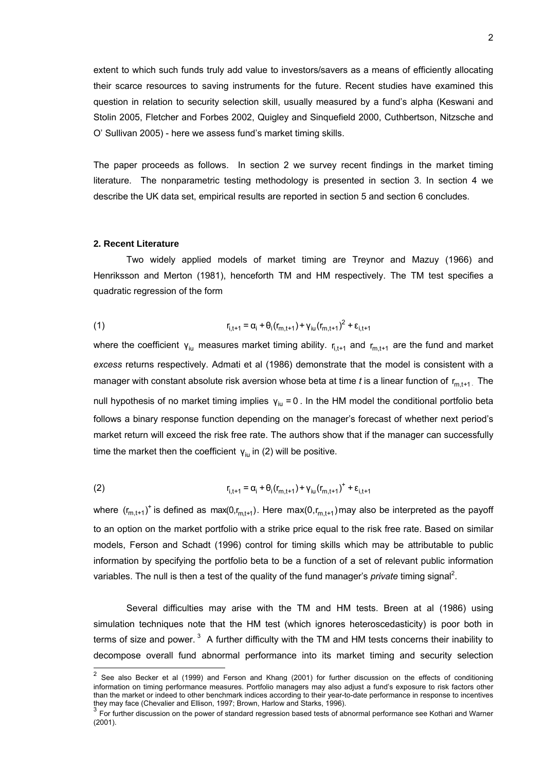extent to which such funds truly add value to investors/savers as a means of efficiently allocating their scarce resources to saving instruments for the future. Recent studies have examined this question in relation to security selection skill, usually measured by a fund's alpha (Keswani and Stolin 2005, Fletcher and Forbes 2002, Quigley and Sinquefield 2000, Cuthbertson, Nitzsche and O' Sullivan 2005) - here we assess fund's market timing skills.

The paper proceeds as follows. In section 2 we survey recent findings in the market timing literature. The nonparametric testing methodology is presented in section 3. In section 4 we describe the UK data set, empirical results are reported in section 5 and section 6 concludes.

## 2. Recent Literature

Two widely applied models of market timing are Treynor and Mazuy (1966) and Henriksson and Merton (1981), henceforth TM and HM respectively. The TM test specifies a quadratic regression of the form

$$r_{i,t+1} = \alpha_i + \theta_i(r_{m,t+1}) + \gamma_{iu}(r_{m,t+1})^2 + \varepsilon_{i,t+1} \tag{1}$$

where the coefficient $\gamma_{iu}$ measures market timing ability. $r_{i,t+1}$ and $r_{m,t+1}$ are the fund and market *excess* returns respectively. Admati et al (1986) demonstrate that the model is consistent with a manager with constant absolute risk aversion whose beta at time *t* is a linear function of $r_{m,t+1}$. The null hypothesis of no market timing implies $\gamma_{iu} = 0$. In the HM model the conditional portfolio beta follows a binary response function depending on the manager's forecast of whether next period's market return will exceed the risk free rate. The authors show that if the manager can successfully time the market then the coefficient $\gamma_{iu}$ in (2) will be positive.

$$r_{i,t+1} = \alpha_i + \theta_i(r_{m,t+1}) + \gamma_{iu}(r_{m,t+1})^+ + \varepsilon_{i,t+1} \tag{2}$$

where $(r_{m,t+1})^+$ is defined as $\max(0, r_{m,t+1})$. Here $\max(0, r_{m,t+1})$ may also be interpreted as the payoff to an option on the market portfolio with a strike price equal to the risk free rate. Based on similar models, Ferson and Schadt (1996) control for timing skills which may be attributable to public information by specifying the portfolio beta to be a function of a set of relevant public information variables. The null is then a test of the quality of the fund manager's *private* timing signal[2].

Several difficulties may arise with the TM and HM tests. Breen at al (1986) using simulation techniques note that the HM test (which ignores heteroscedasticity) is poor both in terms of size and power.[3] A further difficulty with the TM and HM tests concerns their inability to decompose overall fund abnormal performance into its market timing and security selection

---

[2] See also Becker et al (1999) and Ferson and Khang (2001) for further discussion on the effects of conditioning information on timing performance measures. Portfolio managers may also adjust a fund's exposure to risk factors other than the market or indeed to other benchmark indices according to their year-to-date performance in response to incentives they may face (Chevalier and Ellison, 1997; Brown, Harlow and Starks, 1996).

[3] For further discussion on the power of standard regression based tests of abnormal performance see Kothari and Warner (2001).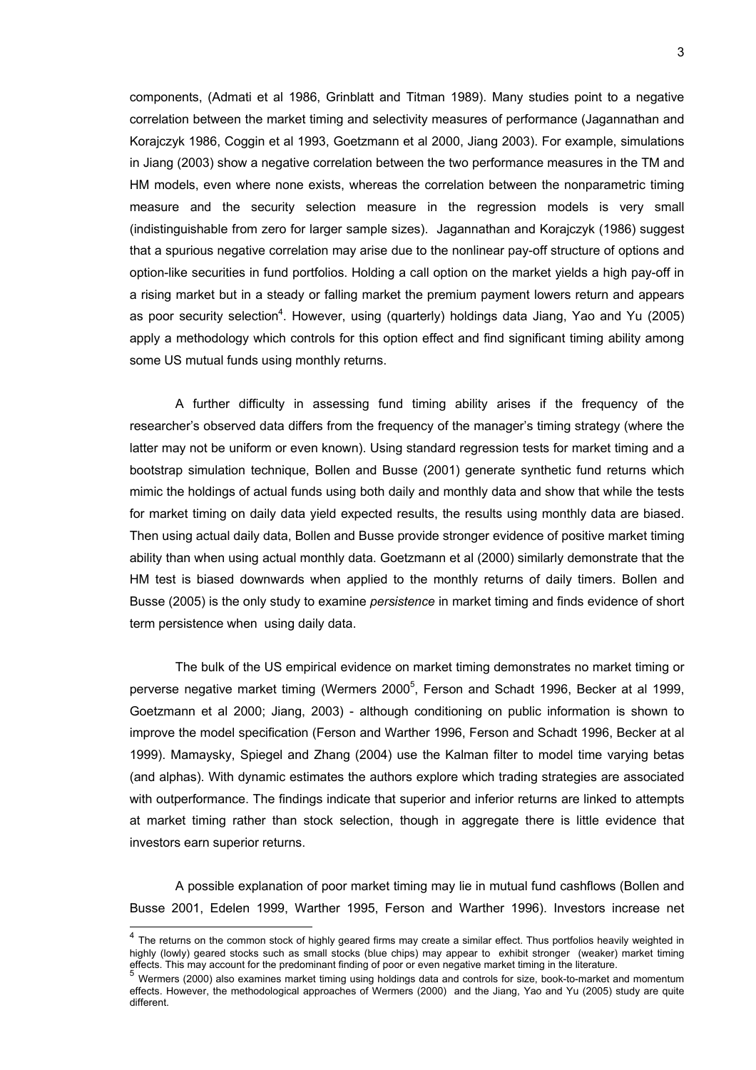components, (Admati et al 1986, Grinblatt and Titman 1989). Many studies point to a negative correlation between the market timing and selectivity measures of performance (Jagannathan and Korajczyk 1986, Coggin et al 1993, Goetzmann et al 2000, Jiang 2003). For example, simulations in Jiang (2003) show a negative correlation between the two performance measures in the TM and HM models, even where none exists, whereas the correlation between the nonparametric timing measure and the security selection measure in the regression models is very small (indistinguishable from zero for larger sample sizes). Jagannathan and Korajczyk (1986) suggest that a spurious negative correlation may arise due to the nonlinear pay-off structure of options and option-like securities in fund portfolios. Holding a call option on the market yields a high pay-off in a rising market but in a steady or falling market the premium payment lowers return and appears as poor security selection[4]. However, using (quarterly) holdings data Jiang, Yao and Yu (2005) apply a methodology which controls for this option effect and find significant timing ability among some US mutual funds using monthly returns.

A further difficulty in assessing fund timing ability arises if the frequency of the researcher's observed data differs from the frequency of the manager's timing strategy (where the latter may not be uniform or even known). Using standard regression tests for market timing and a bootstrap simulation technique, Bollen and Busse (2001) generate synthetic fund returns which mimic the holdings of actual funds using both daily and monthly data and show that while the tests for market timing on daily data yield expected results, the results using monthly data are biased. Then using actual daily data, Bollen and Busse provide stronger evidence of positive market timing ability than when using actual monthly data. Goetzmann et al (2000) similarly demonstrate that the HM test is biased downwards when applied to the monthly returns of daily timers. Bollen and Busse (2005) is the only study to examine *persistence* in market timing and finds evidence of short term persistence when using daily data.

The bulk of the US empirical evidence on market timing demonstrates no market timing or perverse negative market timing (Wermers 2000[5], Ferson and Schadt 1996, Becker at al 1999, Goetzmann et al 2000; Jiang, 2003) - although conditioning on public information is shown to improve the model specification (Ferson and Warther 1996, Ferson and Schadt 1996, Becker at al 1999). Mamaysky, Spiegel and Zhang (2004) use the Kalman filter to model time varying betas (and alphas). With dynamic estimates the authors explore which trading strategies are associated with outperformance. The findings indicate that superior and inferior returns are linked to attempts at market timing rather than stock selection, though in aggregate there is little evidence that investors earn superior returns.

A possible explanation of poor market timing may lie in mutual fund cashflows (Bollen and Busse 2001, Edelen 1999, Warther 1995, Ferson and Warther 1996). Investors increase net

---

[4] The returns on the common stock of highly geared firms may create a similar effect. Thus portfolios heavily weighted in highly (lowly) geared stocks such as small stocks (blue chips) may appear to exhibit stronger (weaker) market timing effects. This may account for the predominant finding of poor or even negative market timing in the literature.

[5] Wermers (2000) also examines market timing using holdings data and controls for size, book-to-market and momentum effects. However, the methodological approaches of Wermers (2000) and the Jiang, Yao and Yu (2005) study are quite different.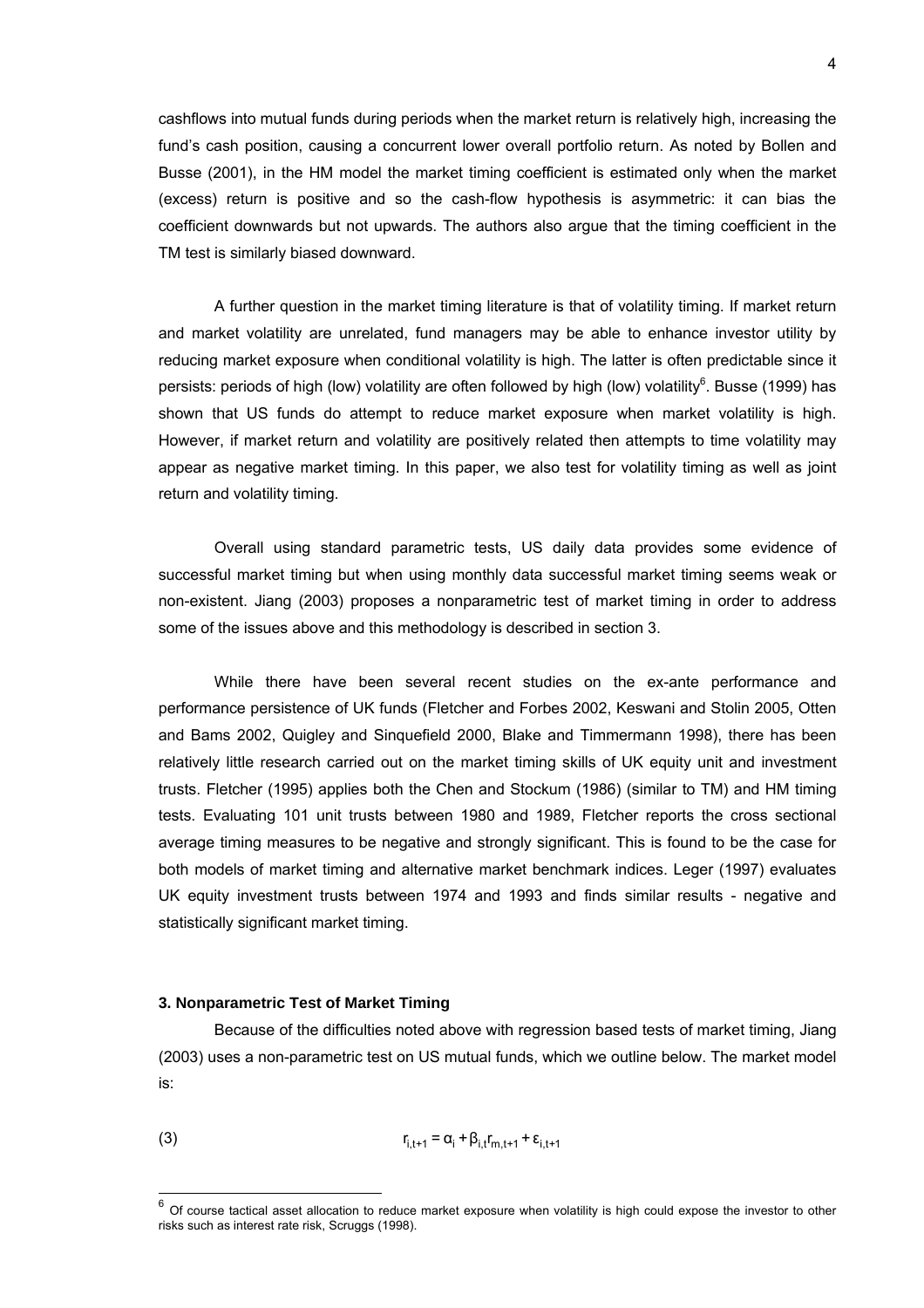cashflows into mutual funds during periods when the market return is relatively high, increasing the fund's cash position, causing a concurrent lower overall portfolio return. As noted by Bollen and Busse (2001), in the HM model the market timing coefficient is estimated only when the market (excess) return is positive and so the cash-flow hypothesis is asymmetric: it can bias the coefficient downwards but not upwards. The authors also argue that the timing coefficient in the TM test is similarly biased downward.

A further question in the market timing literature is that of volatility timing. If market return and market volatility are unrelated, fund managers may be able to enhance investor utility by reducing market exposure when conditional volatility is high. The latter is often predictable since it persists: periods of high (low) volatility are often followed by high (low) volatility[6]. Busse (1999) has shown that US funds do attempt to reduce market exposure when market volatility is high. However, if market return and volatility are positively related then attempts to time volatility may appear as negative market timing. In this paper, we also test for volatility timing as well as joint return and volatility timing.

Overall using standard parametric tests, US daily data provides some evidence of successful market timing but when using monthly data successful market timing seems weak or non-existent. Jiang (2003) proposes a nonparametric test of market timing in order to address some of the issues above and this methodology is described in section 3.

While there have been several recent studies on the ex-ante performance and performance persistence of UK funds (Fletcher and Forbes 2002, Keswani and Stolin 2005, Otten and Bams 2002, Quigley and Sinquefield 2000, Blake and Timmermann 1998), there has been relatively little research carried out on the market timing skills of UK equity unit and investment trusts. Fletcher (1995) applies both the Chen and Stockum (1986) (similar to TM) and HM timing tests. Evaluating 101 unit trusts between 1980 and 1989, Fletcher reports the cross sectional average timing measures to be negative and strongly significant. This is found to be the case for both models of market timing and alternative market benchmark indices. Leger (1997) evaluates UK equity investment trusts between 1974 and 1993 and finds similar results - negative and statistically significant market timing.

### 3. Nonparametric Test of Market Timing

Because of the difficulties noted above with regression based tests of market timing, Jiang (2003) uses a non-parametric test on US mutual funds, which we outline below. The market model is:

(3)
$$r_{i,t+1} = \alpha_i + \beta_{i,t} r_{m,t+1} + \varepsilon_{i,t+1}$$

---

[6] Of course tactical asset allocation to reduce market exposure when volatility is high could expose the investor to other risks such as interest rate risk, Scruggs (1998).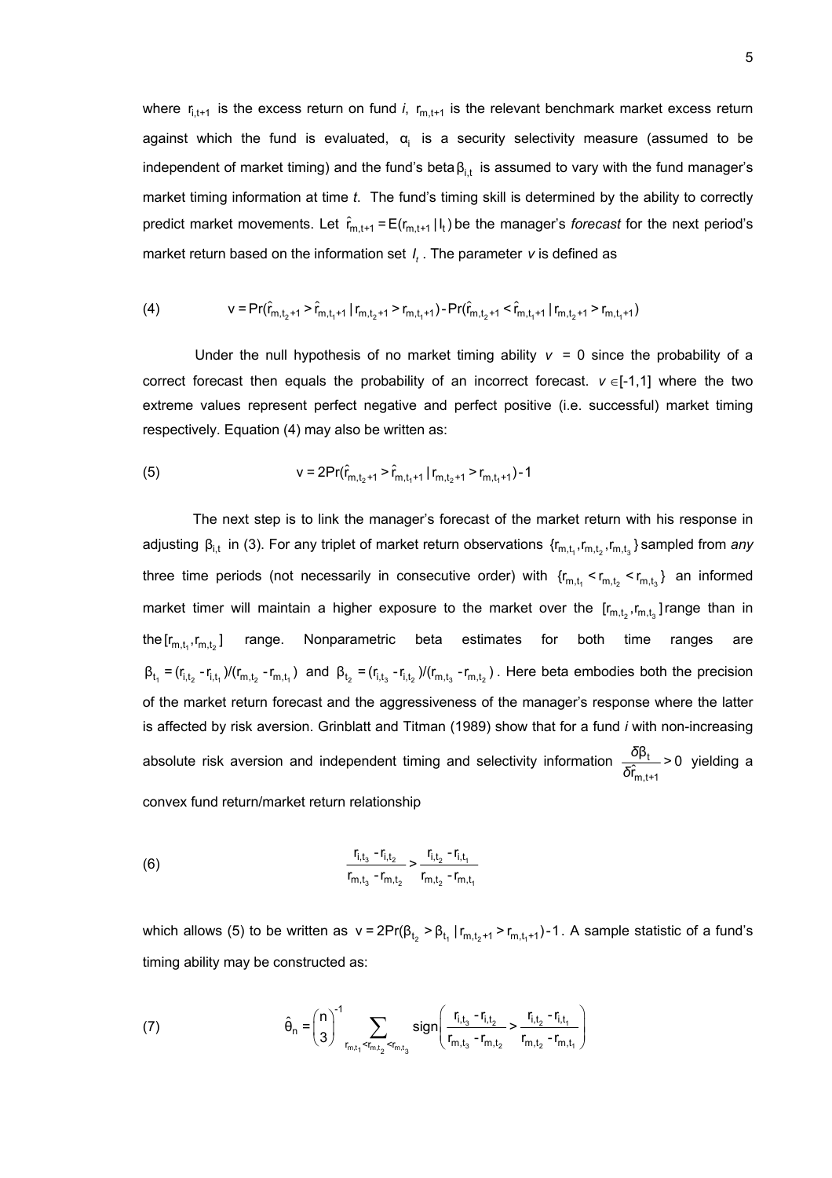where $r_{i,t+1}$ is the excess return on fund *i*, $r_{m,t+1}$ is the relevant benchmark market excess return against which the fund is evaluated, $\alpha_i$ is a security selectivity measure (assumed to be independent of market timing) and the fund's beta $\beta_{i,t}$ is assumed to vary with the fund manager's market timing information at time *t*. The fund's timing skill is determined by the ability to correctly predict market movements. Let $\hat{r}_{m,t+1} = E(r_{m,t+1} | I_t)$ be the manager's *forecast* for the next period's market return based on the information set $I_t$. The parameter *v* is defined as

$$\text{(4)} \qquad v = \Pr(\hat{r}_{m,t_2+1} > \hat{r}_{m,t_1+1} \,|\, r_{m,t_2+1} > r_{m,t_1+1}) - \Pr(\hat{r}_{m,t_2+1} < \hat{r}_{m,t_1+1} \,|\, r_{m,t_2+1} > r_{m,t_1+1})$$

Under the null hypothesis of no market timing ability $v = 0$ since the probability of a correct forecast then equals the probability of an incorrect forecast. $v \in [-1,1]$ where the two extreme values represent perfect negative and perfect positive (i.e. successful) market timing respectively. Equation (4) may also be written as:

$$\text{(5)} \qquad v = 2\Pr(\hat{r}_{m,t_2+1} > \hat{r}_{m,t_1+1} \,|\, r_{m,t_2+1} > r_{m,t_1+1}) - 1$$

The next step is to link the manager's forecast of the market return with his response in adjusting $\beta_{i,t}$ in (3). For any triplet of market return observations $\{r_{m,t_1}, r_{m,t_2}, r_{m,t_3}\}$ sampled from *any* three time periods (not necessarily in consecutive order) with $\{r_{m,t_1} < r_{m,t_2} < r_{m,t_3}\}$ an informed market timer will maintain a higher exposure to the market over the $[r_{m,t_2}, r_{m,t_3}]$ range than in the $[r_{m,t_1}, r_{m,t_2}]$ range. Nonparametric beta estimates for both time ranges are $\beta_{t_1} = (r_{i,t_2} - r_{i,t_1})/(r_{m,t_2} - r_{m,t_1})$ and $\beta_{t_2} = (r_{i,t_3} - r_{i,t_2})/(r_{m,t_3} - r_{m,t_2})$. Here beta embodies both the precision of the market return forecast and the aggressiveness of the manager's response where the latter is affected by risk aversion. Grinblatt and Titman (1989) show that for a fund *i* with non-increasing absolute risk aversion and independent timing and selectivity information $\frac{\delta \beta_t}{\delta \hat{r}_{m,t+1}} > 0$ yielding a convex fund return/market return relationship

$$\text{(6)} \qquad \frac{r_{i,t_3} - r_{i,t_2}}{r_{m,t_3} - r_{m,t_2}} > \frac{r_{i,t_2} - r_{i,t_1}}{r_{m,t_2} - r_{m,t_1}}$$

which allows (5) to be written as $v = 2\Pr(\beta_{t_2} > \beta_{t_1} \,|\, r_{m,t_2+1} > r_{m,t_1+1}) - 1$. A sample statistic of a fund's timing ability may be constructed as:

$$\text{(7)} \qquad \hat{\theta}_n = \binom{n}{3}^{-1} \sum_{r_{m,t_1} < r_{m,t_2} < r_{m,t_3}} \text{sign}\left( \frac{r_{i,t_3} - r_{i,t_2}}{r_{m,t_3} - r_{m,t_2}} > \frac{r_{i,t_2} - r_{i,t_1}}{r_{m,t_2} - r_{m,t_1}} \right)$$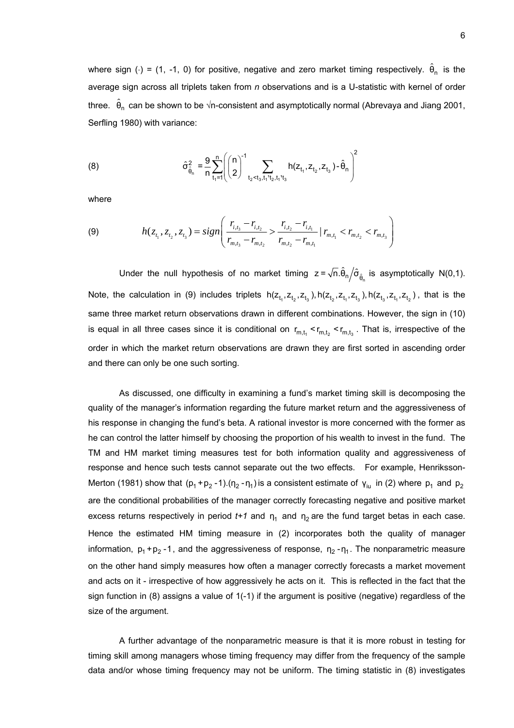where sign $(\cdot)$ = (1, -1, 0) for positive, negative and zero market timing respectively. $\hat{\theta}_n$ is the average sign across all triplets taken from *n* observations and is a U-statistic with kernel of order three. $\hat{\theta}_n$ can be shown to be √n-consistent and asymptotically normal (Abrevaya and Jiang 2001, Serfling 1980) with variance:

$$\text{(8)} \qquad \hat{\sigma}^2_{\hat{\theta}_n} = \frac{9}{n}\sum_{t_1=1}^{n}\left(\binom{n}{2}^{-1}\sum_{t_2<t_3, t_1 \neq t_2, t_1 \neq t_3} h(z_{t_1}, z_{t_2}, z_{t_3}) - \hat{\theta}_n\right)^2$$

where

$$\text{(9)} \qquad h(z_{t_1}, z_{t_2}, z_{t_3}) = sign\left(\frac{r_{i,t_3} - r_{i,t_2}}{r_{m,t_3} - r_{m,t_2}} > \frac{r_{i,t_2} - r_{i,t_1}}{r_{m,t_2} - r_{m,t_1}} \mid r_{m,t_1} < r_{m,t_2} < r_{m,t_3}\right)$$

Under the null hypothesis of no market timing $z = \sqrt{n}.\hat{\theta}_n / \hat{\sigma}_{\hat{\theta}_n}$ is asymptotically N(0,1). Note, the calculation in (9) includes triplets $h(z_{t_1}, z_{t_2}, z_{t_3}), h(z_{t_2}, z_{t_1}, z_{t_3}), h(z_{t_3}, z_{t_1}, z_{t_2})$, that is the same three market return observations drawn in different combinations. However, the sign in (10) is equal in all three cases since it is conditional on $r_{m,t_1} < r_{m,t_2} < r_{m,t_3}$. That is, irrespective of the order in which the market return observations are drawn they are first sorted in ascending order and there can only be one such sorting.

As discussed, one difficulty in examining a fund's market timing skill is decomposing the quality of the manager's information regarding the future market return and the aggressiveness of his response in changing the fund's beta. A rational investor is more concerned with the former as he can control the latter himself by choosing the proportion of his wealth to invest in the fund. The TM and HM market timing measures test for both information quality and aggressiveness of response and hence such tests cannot separate out the two effects. For example, Henriksson-Merton (1981) show that $(p_1 + p_2 - 1).(\eta_2 - \eta_1)$ is a consistent estimate of $\gamma_{iu}$ in (2) where $p_1$ and $p_2$ are the conditional probabilities of the manager correctly forecasting negative and positive market excess returns respectively in period *t+1* and $\eta_1$ and $\eta_2$ are the fund target betas in each case. Hence the estimated HM timing measure in (2) incorporates both the quality of manager information, $p_1 + p_2 - 1$, and the aggressiveness of response, $\eta_2 - \eta_1$. The nonparametric measure on the other hand simply measures how often a manager correctly forecasts a market movement and acts on it - irrespective of how aggressively he acts on it. This is reflected in the fact that the sign function in (8) assigns a value of 1(-1) if the argument is positive (negative) regardless of the size of the argument.

A further advantage of the nonparametric measure is that it is more robust in testing for timing skill among managers whose timing frequency may differ from the frequency of the sample data and/or whose timing frequency may not be uniform. The timing statistic in (8) investigates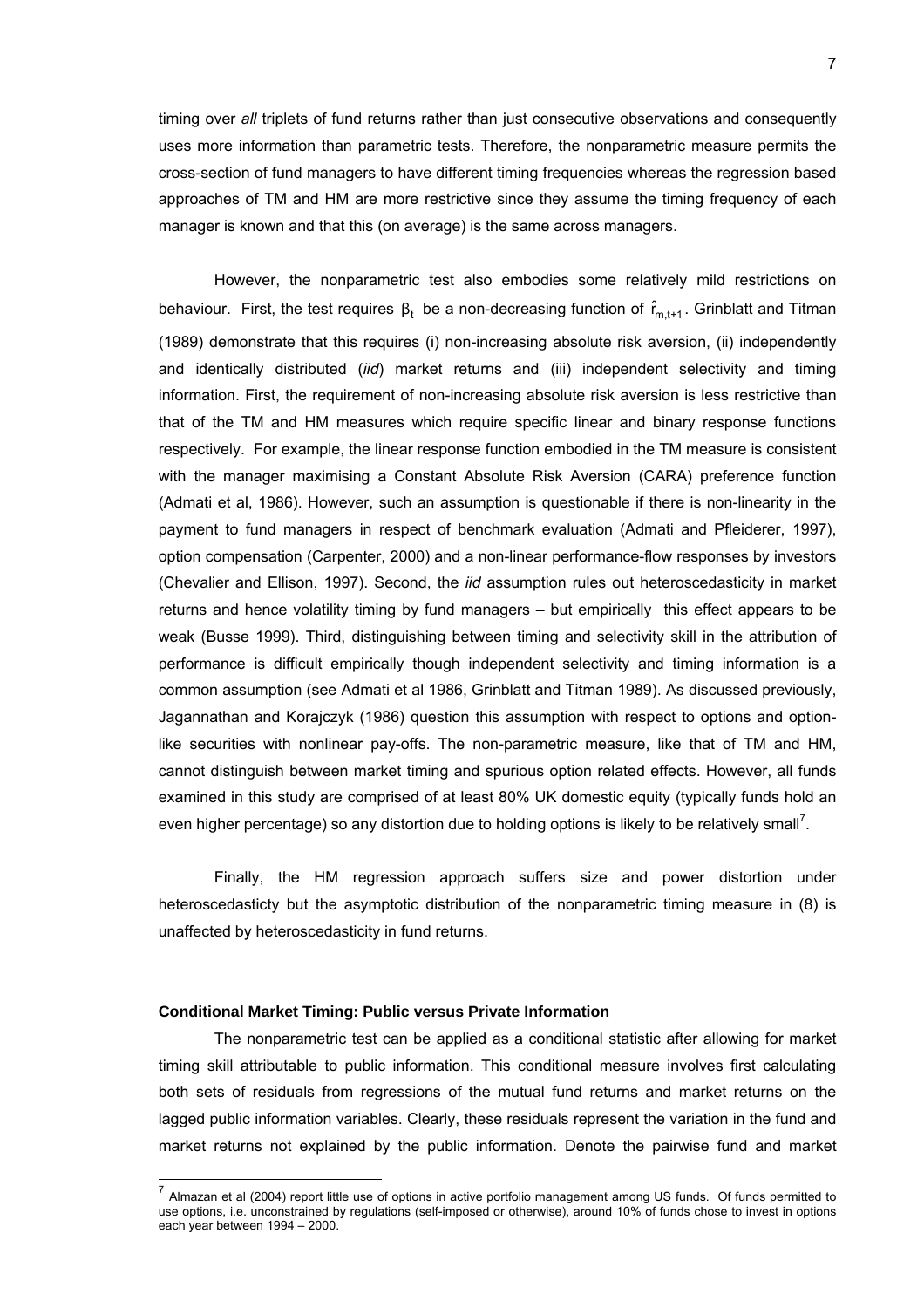timing over *all* triplets of fund returns rather than just consecutive observations and consequently uses more information than parametric tests. Therefore, the nonparametric measure permits the cross-section of fund managers to have different timing frequencies whereas the regression based approaches of TM and HM are more restrictive since they assume the timing frequency of each manager is known and that this (on average) is the same across managers.

However, the nonparametric test also embodies some relatively mild restrictions on behaviour. First, the test requires $\beta_t$ be a non-decreasing function of $\hat{r}_{m,t+1}$. Grinblatt and Titman (1989) demonstrate that this requires (i) non-increasing absolute risk aversion, (ii) independently and identically distributed (*iid*) market returns and (iii) independent selectivity and timing information. First, the requirement of non-increasing absolute risk aversion is less restrictive than that of the TM and HM measures which require specific linear and binary response functions respectively. For example, the linear response function embodied in the TM measure is consistent with the manager maximising a Constant Absolute Risk Aversion (CARA) preference function (Admati et al, 1986). However, such an assumption is questionable if there is non-linearity in the payment to fund managers in respect of benchmark evaluation (Admati and Pfleiderer, 1997), option compensation (Carpenter, 2000) and a non-linear performance-flow responses by investors (Chevalier and Ellison, 1997). Second, the *iid* assumption rules out heteroscedasticity in market returns and hence volatility timing by fund managers – but empirically this effect appears to be weak (Busse 1999). Third, distinguishing between timing and selectivity skill in the attribution of performance is difficult empirically though independent selectivity and timing information is a common assumption (see Admati et al 1986, Grinblatt and Titman 1989). As discussed previously, Jagannathan and Korajczyk (1986) question this assumption with respect to options and option-like securities with nonlinear pay-offs. The non-parametric measure, like that of TM and HM, cannot distinguish between market timing and spurious option related effects. However, all funds examined in this study are comprised of at least 80% UK domestic equity (typically funds hold an even higher percentage) so any distortion due to holding options is likely to be relatively small[7].

Finally, the HM regression approach suffers size and power distortion under heteroscedasticty but the asymptotic distribution of the nonparametric timing measure in (8) is unaffected by heteroscedasticity in fund returns.

#### Conditional Market Timing: Public versus Private Information

The nonparametric test can be applied as a conditional statistic after allowing for market timing skill attributable to public information. This conditional measure involves first calculating both sets of residuals from regressions of the mutual fund returns and market returns on the lagged public information variables. Clearly, these residuals represent the variation in the fund and market returns not explained by the public information. Denote the pairwise fund and market

[7] Almazan et al (2004) report little use of options in active portfolio management among US funds. Of funds permitted to use options, i.e. unconstrained by regulations (self-imposed or otherwise), around 10% of funds chose to invest in options each year between 1994 – 2000.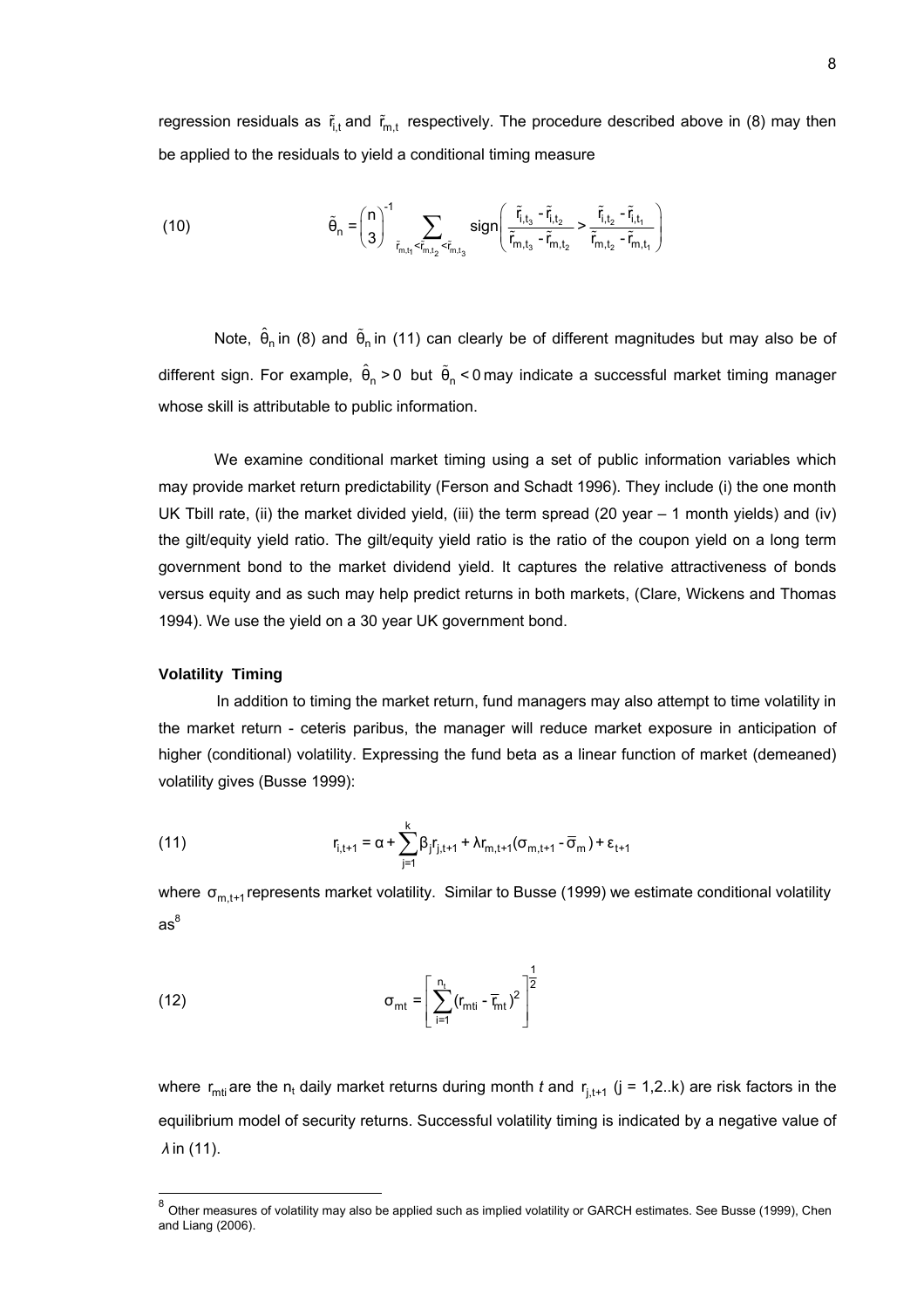regression residuals as $\tilde{r}_{i,t}$ and $\tilde{r}_{m,t}$ respectively. The procedure described above in (8) may then be applied to the residuals to yield a conditional timing measure

$$\tilde{\theta}_n = \binom{n}{3}^{-1} \sum_{\tilde{r}_{m,t_1} < \tilde{r}_{m,t_2} < \tilde{r}_{m,t_3}} \text{sign}\left( \frac{\tilde{r}_{i,t_3} - \tilde{r}_{i,t_2}}{\tilde{r}_{m,t_3} - \tilde{r}_{m,t_2}} > \frac{\tilde{r}_{i,t_2} - \tilde{r}_{i,t_1}}{\tilde{r}_{m,t_2} - \tilde{r}_{m,t_1}} \right) \tag{10}$$

Note, $\hat{\theta}_n$ in (8) and $\tilde{\theta}_n$ in (11) can clearly be of different magnitudes but may also be of different sign. For example, $\hat{\theta}_n > 0$ but $\tilde{\theta}_n < 0$ may indicate a successful market timing manager whose skill is attributable to public information.

We examine conditional market timing using a set of public information variables which may provide market return predictability (Ferson and Schadt 1996). They include (i) the one month UK Tbill rate, (ii) the market divided yield, (iii) the term spread (20 year – 1 month yields) and (iv) the gilt/equity yield ratio. The gilt/equity yield ratio is the ratio of the coupon yield on a long term government bond to the market dividend yield. It captures the relative attractiveness of bonds versus equity and as such may help predict returns in both markets, (Clare, Wickens and Thomas 1994). We use the yield on a 30 year UK government bond.

**Volatility Timing**

In addition to timing the market return, fund managers may also attempt to time volatility in the market return - ceteris paribus, the manager will reduce market exposure in anticipation of higher (conditional) volatility. Expressing the fund beta as a linear function of market (demeaned) volatility gives (Busse 1999):

$$r_{i,t+1} = \alpha + \sum_{j=1}^{k} \beta_j r_{j,t+1} + \lambda r_{m,t+1}(\sigma_{m,t+1} - \overline{\sigma}_m) + \varepsilon_{t+1} \tag{11}$$

where $\sigma_{m,t+1}$ represents market volatility. Similar to Busse (1999) we estimate conditional volatility as[8]

$$\sigma_{mt} = \left[ \sum_{i=1}^{n_t} (r_{mti} - \overline{r}_{mt})^2 \right]^{\frac{1}{2}} \tag{12}$$

where $r_{mti}$ are the $n_t$ daily market returns during month *t* and $r_{j,t+1}$ (j = 1,2..k) are risk factors in the equilibrium model of security returns. Successful volatility timing is indicated by a negative value of $\lambda$ in (11).

---

[8] Other measures of volatility may also be applied such as implied volatility or GARCH estimates. See Busse (1999), Chen and Liang (2006).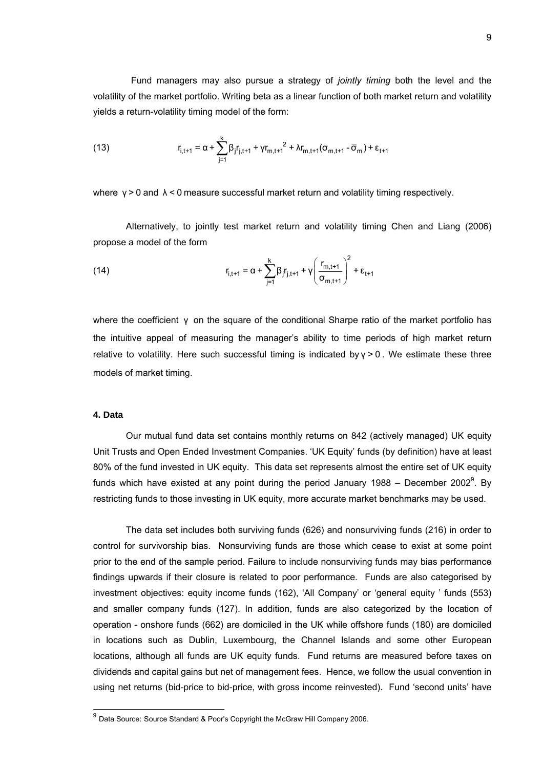Fund managers may also pursue a strategy of *jointly timing* both the level and the volatility of the market portfolio. Writing beta as a linear function of both market return and volatility yields a return-volatility timing model of the form:

$$
r_{i,t+1} = \alpha + \sum_{j=1}^{k} \beta_j r_{j,t+1} + \gamma r_{m,t+1}^{2} + \lambda r_{m,t+1}(\sigma_{m,t+1} - \bar{\sigma}_m) + \varepsilon_{t+1} \tag{13}
$$

where $\gamma > 0$ and $\lambda < 0$ measure successful market return and volatility timing respectively.

Alternatively, to jointly test market return and volatility timing Chen and Liang (2006) propose a model of the form

$$
r_{i,t+1} = \alpha + \sum_{j=1}^{k} \beta_j r_{j,t+1} + \gamma \left( \frac{r_{m,t+1}}{\sigma_{m,t+1}} \right)^2 + \varepsilon_{t+1} \tag{14}
$$

where the coefficient $\gamma$ on the square of the conditional Sharpe ratio of the market portfolio has the intuitive appeal of measuring the manager's ability to time periods of high market return relative to volatility. Here such successful timing is indicated by $\gamma > 0$. We estimate these three models of market timing.

#### 4. Data

Our mutual fund data set contains monthly returns on 842 (actively managed) UK equity Unit Trusts and Open Ended Investment Companies. 'UK Equity' funds (by definition) have at least 80% of the fund invested in UK equity. This data set represents almost the entire set of UK equity funds which have existed at any point during the period January 1988 – December 2002[9]. By restricting funds to those investing in UK equity, more accurate market benchmarks may be used.

The data set includes both surviving funds (626) and nonsurviving funds (216) in order to control for survivorship bias. Nonsurviving funds are those which cease to exist at some point prior to the end of the sample period. Failure to include nonsurviving funds may bias performance findings upwards if their closure is related to poor performance. Funds are also categorised by investment objectives: equity income funds (162), 'All Company' or 'general equity ' funds (553) and smaller company funds (127). In addition, funds are also categorized by the location of operation - onshore funds (662) are domiciled in the UK while offshore funds (180) are domiciled in locations such as Dublin, Luxembourg, the Channel Islands and some other European locations, although all funds are UK equity funds. Fund returns are measured before taxes on dividends and capital gains but net of management fees. Hence, we follow the usual convention in using net returns (bid-price to bid-price, with gross income reinvested). Fund 'second units' have

---

[9] Data Source: Source Standard & Poor's Copyright the McGraw Hill Company 2006.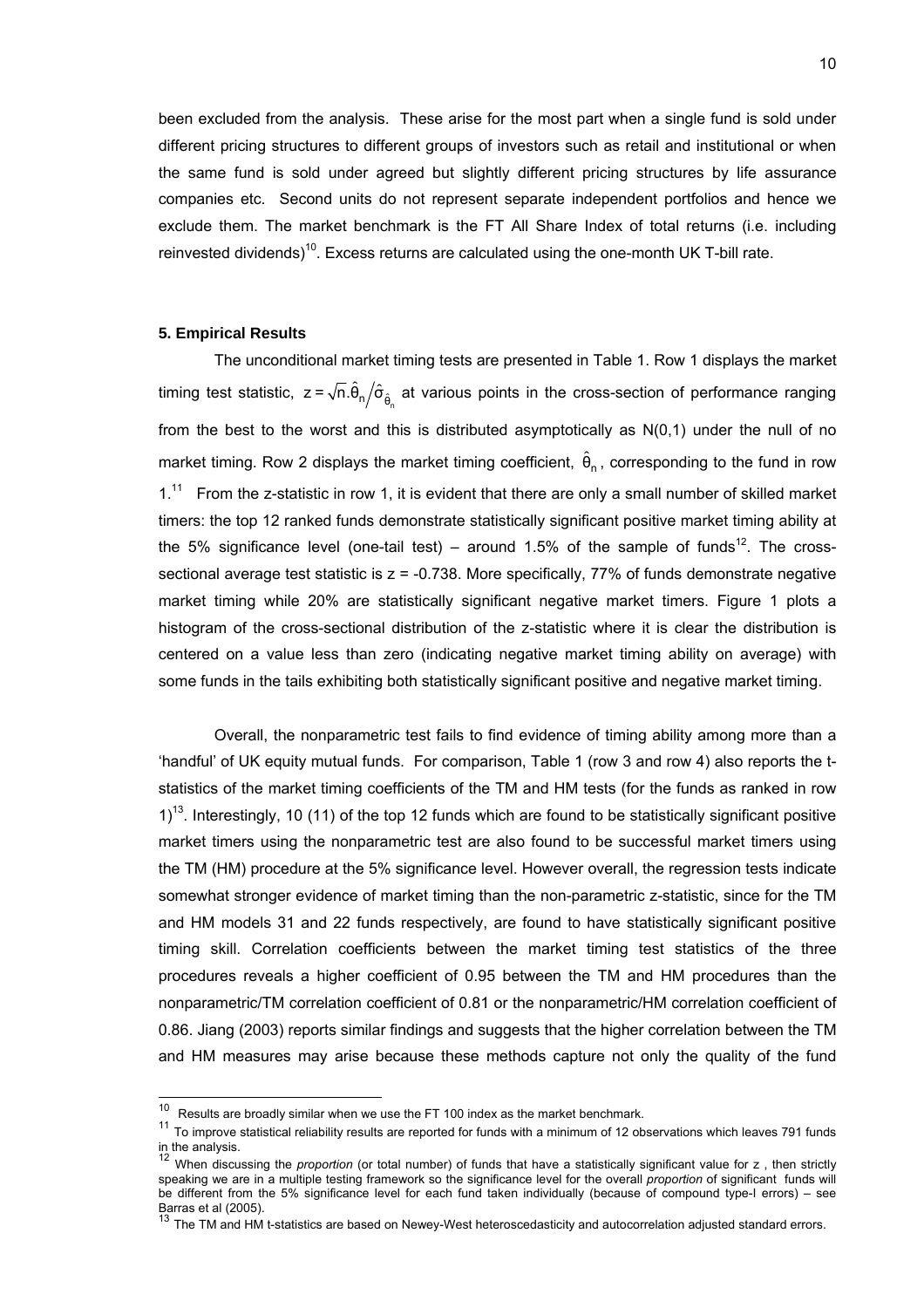been excluded from the analysis. These arise for the most part when a single fund is sold under different pricing structures to different groups of investors such as retail and institutional or when the same fund is sold under agreed but slightly different pricing structures by life assurance companies etc. Second units do not represent separate independent portfolios and hence we exclude them. The market benchmark is the FT All Share Index of total returns (i.e. including reinvested dividends)[10]. Excess returns are calculated using the one-month UK T-bill rate.

### 5. Empirical Results

The unconditional market timing tests are presented in Table 1. Row 1 displays the market timing test statistic, $z = \sqrt{n}.\hat{\theta}_n / \hat{\sigma}_{\hat{\theta}_n}$ at various points in the cross-section of performance ranging from the best to the worst and this is distributed asymptotically as N(0,1) under the null of no market timing. Row 2 displays the market timing coefficient, $\hat{\theta}_n$, corresponding to the fund in row 1.[11] From the z-statistic in row 1, it is evident that there are only a small number of skilled market timers: the top 12 ranked funds demonstrate statistically significant positive market timing ability at the 5% significance level (one-tail test) – around 1.5% of the sample of funds[12]. The cross-sectional average test statistic is $z = -0.738$. More specifically, 77% of funds demonstrate negative market timing while 20% are statistically significant negative market timers. Figure 1 plots a histogram of the cross-sectional distribution of the z-statistic where it is clear the distribution is centered on a value less than zero (indicating negative market timing ability on average) with some funds in the tails exhibiting both statistically significant positive and negative market timing.

Overall, the nonparametric test fails to find evidence of timing ability among more than a 'handful' of UK equity mutual funds. For comparison, Table 1 (row 3 and row 4) also reports the t-statistics of the market timing coefficients of the TM and HM tests (for the funds as ranked in row 1)[13]. Interestingly, 10 (11) of the top 12 funds which are found to be statistically significant positive market timers using the nonparametric test are also found to be successful market timers using the TM (HM) procedure at the 5% significance level. However overall, the regression tests indicate somewhat stronger evidence of market timing than the non-parametric z-statistic, since for the TM and HM models 31 and 22 funds respectively, are found to have statistically significant positive timing skill. Correlation coefficients between the market timing test statistics of the three procedures reveals a higher coefficient of 0.95 between the TM and HM procedures than the nonparametric/TM correlation coefficient of 0.81 or the nonparametric/HM correlation coefficient of 0.86. Jiang (2003) reports similar findings and suggests that the higher correlation between the TM and HM measures may arise because these methods capture not only the quality of the fund

---

[10] Results are broadly similar when we use the FT 100 index as the market benchmark.

[11] To improve statistical reliability results are reported for funds with a minimum of 12 observations which leaves 791 funds in the analysis.

[12] When discussing the *proportion* (or total number) of funds that have a statistically significant value for z , then strictly speaking we are in a multiple testing framework so the significance level for the overall *proportion* of significant funds will be different from the 5% significance level for each fund taken individually (because of compound type-I errors) – see Barras et al (2005).

[13] The TM and HM t-statistics are based on Newey-West heteroscedasticity and autocorrelation adjusted standard errors.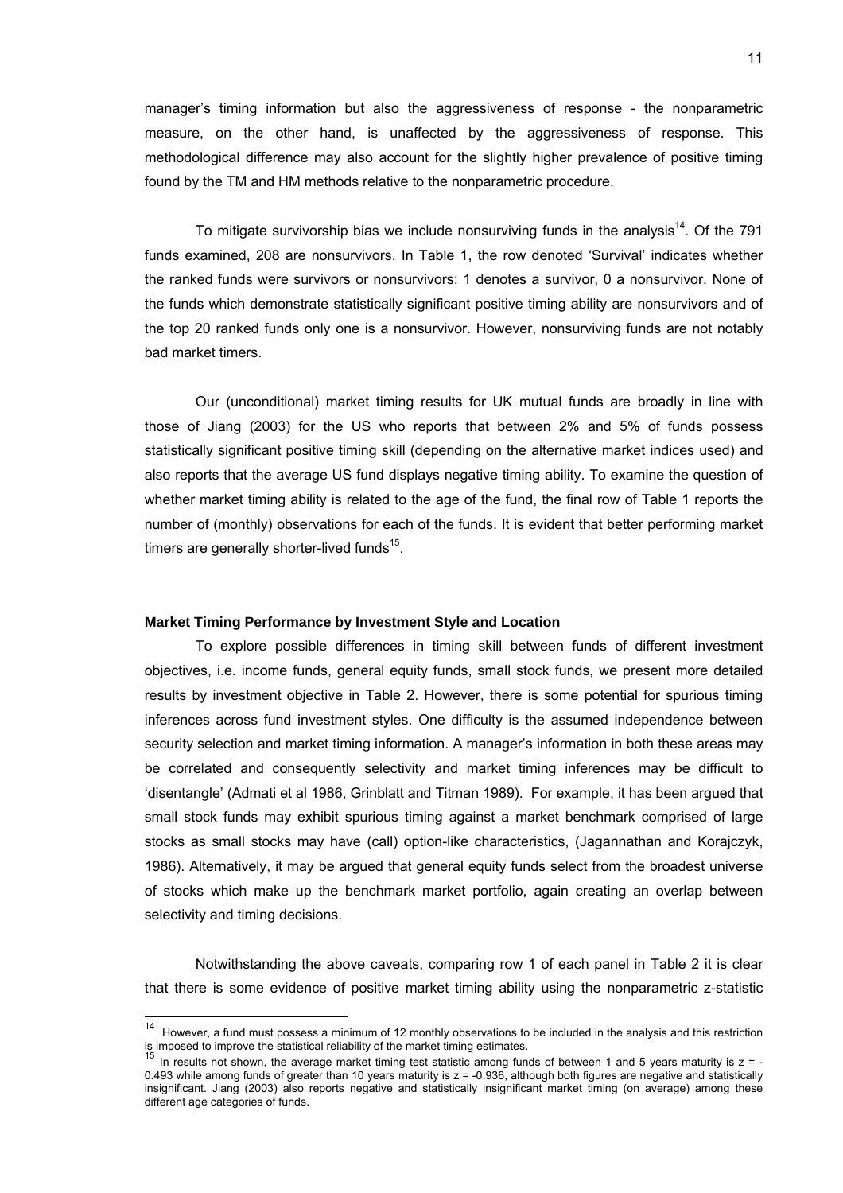manager's timing information but also the aggressiveness of response - the nonparametric measure, on the other hand, is unaffected by the aggressiveness of response. This methodological difference may also account for the slightly higher prevalence of positive timing found by the TM and HM methods relative to the nonparametric procedure.

To mitigate survivorship bias we include nonsurviving funds in the analysis[14]. Of the 791 funds examined, 208 are nonsurvivors. In Table 1, the row denoted 'Survival' indicates whether the ranked funds were survivors or nonsurvivors: 1 denotes a survivor, 0 a nonsurvivor. None of the funds which demonstrate statistically significant positive timing ability are nonsurvivors and of the top 20 ranked funds only one is a nonsurvivor. However, nonsurviving funds are not notably bad market timers.

Our (unconditional) market timing results for UK mutual funds are broadly in line with those of Jiang (2003) for the US who reports that between 2% and 5% of funds possess statistically significant positive timing skill (depending on the alternative market indices used) and also reports that the average US fund displays negative timing ability. To examine the question of whether market timing ability is related to the age of the fund, the final row of Table 1 reports the number of (monthly) observations for each of the funds. It is evident that better performing market timers are generally shorter-lived funds[15].

**Market Timing Performance by Investment Style and Location**

To explore possible differences in timing skill between funds of different investment objectives, i.e. income funds, general equity funds, small stock funds, we present more detailed results by investment objective in Table 2. However, there is some potential for spurious timing inferences across fund investment styles. One difficulty is the assumed independence between security selection and market timing information. A manager's information in both these areas may be correlated and consequently selectivity and market timing inferences may be difficult to 'disentangle' (Admati et al 1986, Grinblatt and Titman 1989). For example, it has been argued that small stock funds may exhibit spurious timing against a market benchmark comprised of large stocks as small stocks may have (call) option-like characteristics, (Jagannathan and Korajczyk, 1986). Alternatively, it may be argued that general equity funds select from the broadest universe of stocks which make up the benchmark market portfolio, again creating an overlap between selectivity and timing decisions.

Notwithstanding the above caveats, comparing row 1 of each panel in Table 2 it is clear that there is some evidence of positive market timing ability using the nonparametric z-statistic

---

[14] However, a fund must possess a minimum of 12 monthly observations to be included in the analysis and this restriction is imposed to improve the statistical reliability of the market timing estimates.

[15] In results not shown, the average market timing test statistic among funds of between 1 and 5 years maturity is $z = -0.493$ while among funds of greater than 10 years maturity is $z = -0.936$, although both figures are negative and statistically insignificant. Jiang (2003) also reports negative and statistically insignificant market timing (on average) among these different age categories of funds.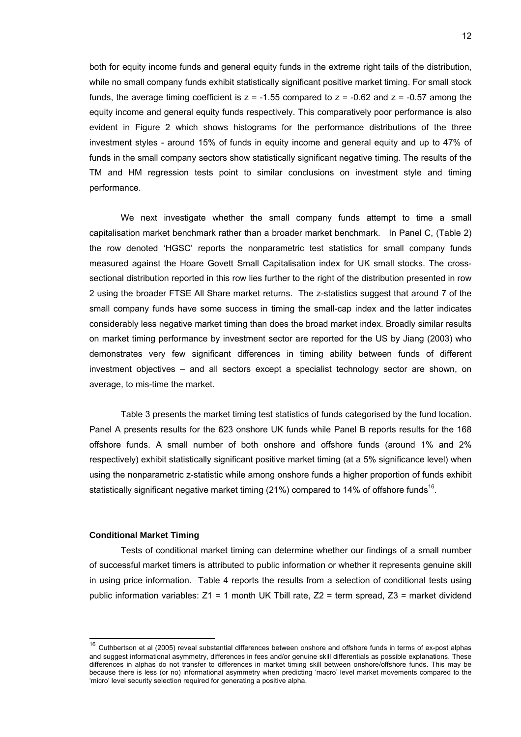both for equity income funds and general equity funds in the extreme right tails of the distribution, while no small company funds exhibit statistically significant positive market timing. For small stock funds, the average timing coefficient is $z = -1.55$ compared to $z = -0.62$ and $z = -0.57$ among the equity income and general equity funds respectively. This comparatively poor performance is also evident in Figure 2 which shows histograms for the performance distributions of the three investment styles - around 15% of funds in equity income and general equity and up to 47% of funds in the small company sectors show statistically significant negative timing. The results of the TM and HM regression tests point to similar conclusions on investment style and timing performance.

We next investigate whether the small company funds attempt to time a small capitalisation market benchmark rather than a broader market benchmark. In Panel C, (Table 2) the row denoted 'HGSC' reports the nonparametric test statistics for small company funds measured against the Hoare Govett Small Capitalisation index for UK small stocks. The cross-sectional distribution reported in this row lies further to the right of the distribution presented in row 2 using the broader FTSE All Share market returns. The z-statistics suggest that around 7 of the small company funds have some success in timing the small-cap index and the latter indicates considerably less negative market timing than does the broad market index. Broadly similar results on market timing performance by investment sector are reported for the US by Jiang (2003) who demonstrates very few significant differences in timing ability between funds of different investment objectives – and all sectors except a specialist technology sector are shown, on average, to mis-time the market.

Table 3 presents the market timing test statistics of funds categorised by the fund location. Panel A presents results for the 623 onshore UK funds while Panel B reports results for the 168 offshore funds. A small number of both onshore and offshore funds (around 1% and 2% respectively) exhibit statistically significant positive market timing (at a 5% significance level) when using the nonparametric z-statistic while among onshore funds a higher proportion of funds exhibit statistically significant negative market timing (21%) compared to 14% of offshore funds[16].

#### Conditional Market Timing

Tests of conditional market timing can determine whether our findings of a small number of successful market timers is attributed to public information or whether it represents genuine skill in using price information. Table 4 reports the results from a selection of conditional tests using public information variables: Z1 = 1 month UK Tbill rate, Z2 = term spread, Z3 = market dividend

[16] Cuthbertson et al (2005) reveal substantial differences between onshore and offshore funds in terms of ex-post alphas and suggest informational asymmetry, differences in fees and/or genuine skill differentials as possible explanations. These differences in alphas do not transfer to differences in market timing skill between onshore/offshore funds. This may be because there is less (or no) informational asymmetry when predicting 'macro' level market movements compared to the 'micro' level security selection required for generating a positive alpha.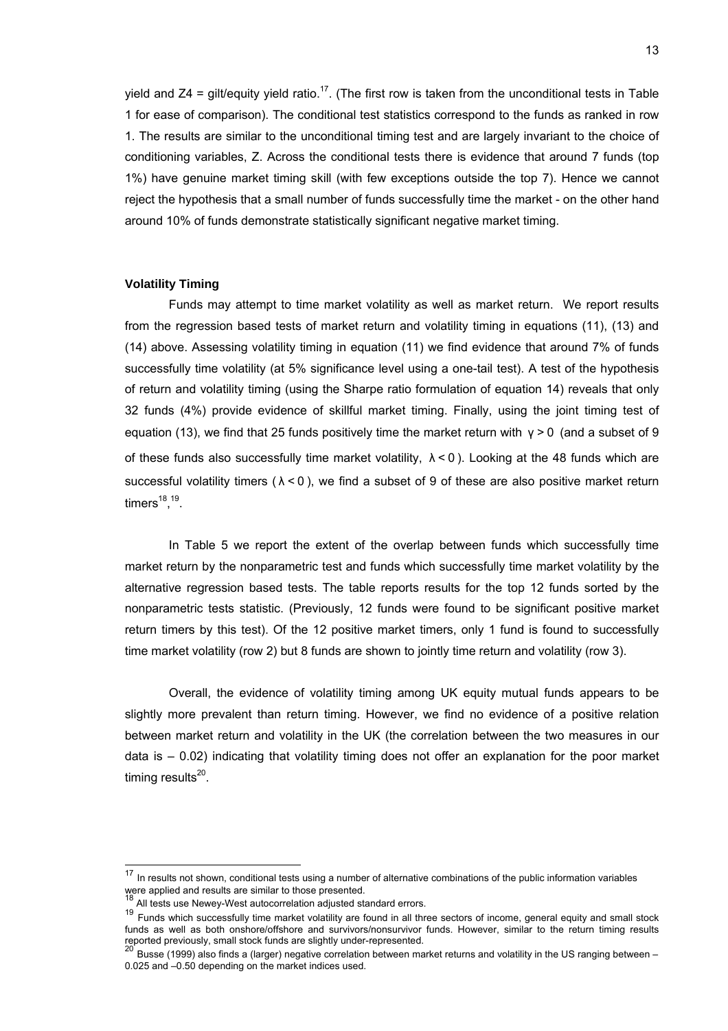yield and Z4 = gilt/equity yield ratio.[17]. (The first row is taken from the unconditional tests in Table 1 for ease of comparison). The conditional test statistics correspond to the funds as ranked in row 1. The results are similar to the unconditional timing test and are largely invariant to the choice of conditioning variables, Z. Across the conditional tests there is evidence that around 7 funds (top 1%) have genuine market timing skill (with few exceptions outside the top 7). Hence we cannot reject the hypothesis that a small number of funds successfully time the market - on the other hand around 10% of funds demonstrate statistically significant negative market timing.

**Volatility Timing**

Funds may attempt to time market volatility as well as market return. We report results from the regression based tests of market return and volatility timing in equations (11), (13) and (14) above. Assessing volatility timing in equation (11) we find evidence that around 7% of funds successfully time volatility (at 5% significance level using a one-tail test). A test of the hypothesis of return and volatility timing (using the Sharpe ratio formulation of equation 14) reveals that only 32 funds (4%) provide evidence of skillful market timing. Finally, using the joint timing test of equation (13), we find that 25 funds positively time the market return with $\gamma > 0$ (and a subset of 9 of these funds also successfully time market volatility, $\lambda < 0$ ). Looking at the 48 funds which are successful volatility timers ( $\lambda < 0$ ), we find a subset of 9 of these are also positive market return timers[18],[19].

In Table 5 we report the extent of the overlap between funds which successfully time market return by the nonparametric test and funds which successfully time market volatility by the alternative regression based tests. The table reports results for the top 12 funds sorted by the nonparametric tests statistic. (Previously, 12 funds were found to be significant positive market return timers by this test). Of the 12 positive market timers, only 1 fund is found to successfully time market volatility (row 2) but 8 funds are shown to jointly time return and volatility (row 3).

Overall, the evidence of volatility timing among UK equity mutual funds appears to be slightly more prevalent than return timing. However, we find no evidence of a positive relation between market return and volatility in the UK (the correlation between the two measures in our data is – 0.02) indicating that volatility timing does not offer an explanation for the poor market timing results[20].

---

[17] In results not shown, conditional tests using a number of alternative combinations of the public information variables were applied and results are similar to those presented.

[18] All tests use Newey-West autocorrelation adjusted standard errors.

[19] Funds which successfully time market volatility are found in all three sectors of income, general equity and small stock funds as well as both onshore/offshore and survivors/nonsurvivor funds. However, similar to the return timing results reported previously, small stock funds are slightly under-represented.

[20] Busse (1999) also finds a (larger) negative correlation between market returns and volatility in the US ranging between – 0.025 and –0.50 depending on the market indices used.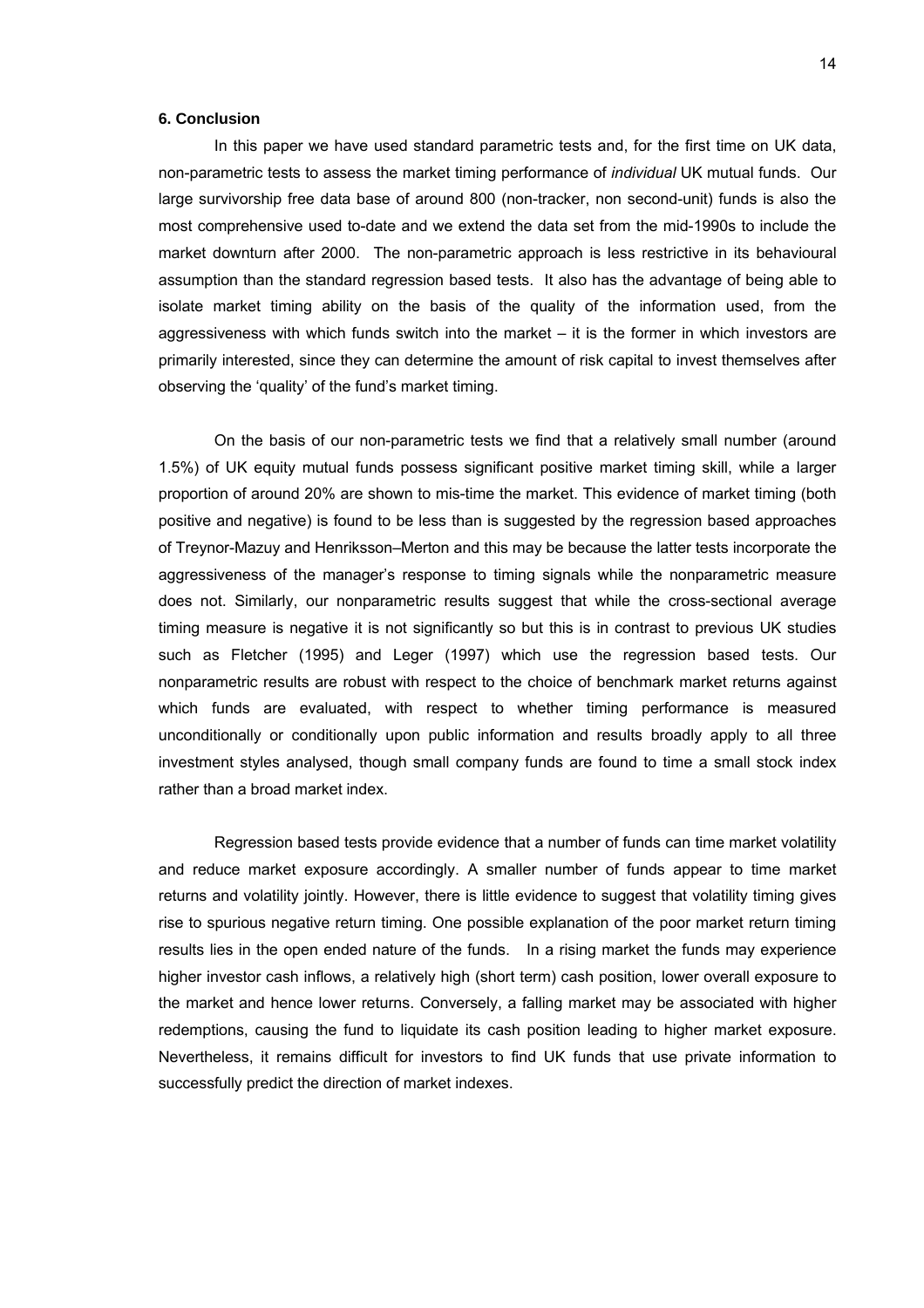## 6. Conclusion

In this paper we have used standard parametric tests and, for the first time on UK data, non-parametric tests to assess the market timing performance of *individual* UK mutual funds. Our large survivorship free data base of around 800 (non-tracker, non second-unit) funds is also the most comprehensive used to-date and we extend the data set from the mid-1990s to include the market downturn after 2000. The non-parametric approach is less restrictive in its behavioural assumption than the standard regression based tests. It also has the advantage of being able to isolate market timing ability on the basis of the quality of the information used, from the aggressiveness with which funds switch into the market – it is the former in which investors are primarily interested, since they can determine the amount of risk capital to invest themselves after observing the 'quality' of the fund's market timing.

On the basis of our non-parametric tests we find that a relatively small number (around 1.5%) of UK equity mutual funds possess significant positive market timing skill, while a larger proportion of around 20% are shown to mis-time the market. This evidence of market timing (both positive and negative) is found to be less than is suggested by the regression based approaches of Treynor-Mazuy and Henriksson–Merton and this may be because the latter tests incorporate the aggressiveness of the manager's response to timing signals while the nonparametric measure does not. Similarly, our nonparametric results suggest that while the cross-sectional average timing measure is negative it is not significantly so but this is in contrast to previous UK studies such as Fletcher (1995) and Leger (1997) which use the regression based tests. Our nonparametric results are robust with respect to the choice of benchmark market returns against which funds are evaluated, with respect to whether timing performance is measured unconditionally or conditionally upon public information and results broadly apply to all three investment styles analysed, though small company funds are found to time a small stock index rather than a broad market index.

Regression based tests provide evidence that a number of funds can time market volatility and reduce market exposure accordingly. A smaller number of funds appear to time market returns and volatility jointly. However, there is little evidence to suggest that volatility timing gives rise to spurious negative return timing. One possible explanation of the poor market return timing results lies in the open ended nature of the funds. In a rising market the funds may experience higher investor cash inflows, a relatively high (short term) cash position, lower overall exposure to the market and hence lower returns. Conversely, a falling market may be associated with higher redemptions, causing the fund to liquidate its cash position leading to higher market exposure. Nevertheless, it remains difficult for investors to find UK funds that use private information to successfully predict the direction of market indexes.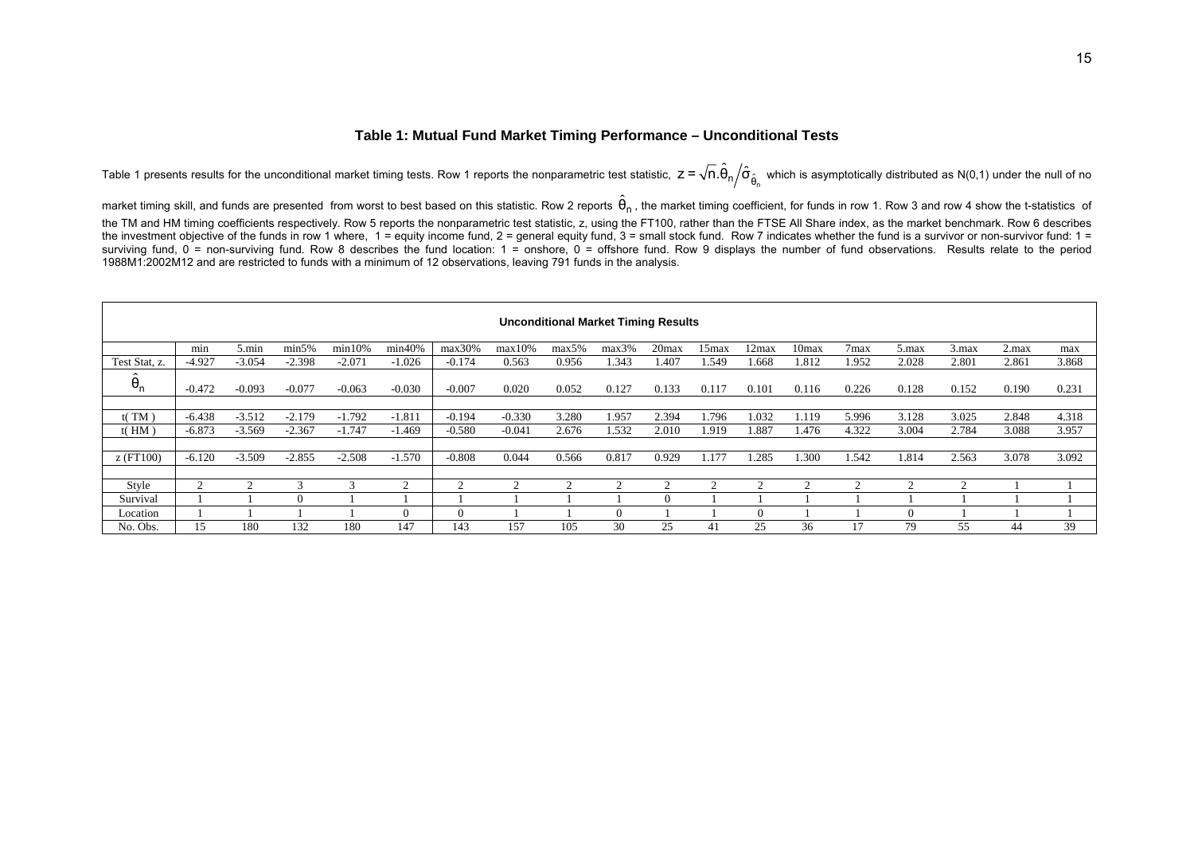### Table 1: Mutual Fund Market Timing Performance – Unconditional Tests

Table 1 presents results for the unconditional market timing tests. Row 1 reports the nonparametric test statistic, $z = \sqrt{n}.\hat{\theta}_n / \hat{\sigma}_{\hat{\theta}_n}$ which is asymptotically distributed as N(0,1) under the null of no market timing skill, and funds are presented from worst to best based on this statistic. Row 2 reports $\hat{\theta}_n$, the market timing coefficient, for funds in row 1. Row 3 and row 4 show the t-statistics of the TM and HM timing coefficients respectively. Row 5 reports the nonparametric test statistic, z, using the FT100, rather than the FTSE All Share index, as the market benchmark. Row 6 describes the investment objective of the funds in row 1 where, 1 = equity income fund, 2 = general equity fund, 3 = small stock fund. Row 7 indicates whether the fund is a survivor or non-survivor fund: 1 = surviving fund, 0 = non-surviving fund. Row 8 describes the fund location: 1 = onshore, 0 = offshore fund. Row 9 displays the number of fund observations. Results relate to the period 1988M1:2002M12 and are restricted to funds with a minimum of 12 observations, leaving 791 funds in the analysis.

**Unconditional Market Timing Results**

| | min | 5.min | min5% | min10% | min40% | max30% | max10% | max5% | max3% | 20max | 15max | 12max | 10max | 7max | 5.max | 3.max | 2.max | max |
|---|---|---|---|---|---|---|---|---|---|---|---|---|---|---|---|---|---|---|
| Test Stat, z. | -4.927 | -3.054 | -2.398 | -2.071 | -1.026 | -0.174 | 0.563 | 0.956 | 1.343 | 1.407 | 1.549 | 1.668 | 1.812 | 1.952 | 2.028 | 2.801 | 2.861 | 3.868 |
| $\hat{\theta}_n$ | -0.472 | -0.093 | -0.077 | -0.063 | -0.030 | -0.007 | 0.020 | 0.052 | 0.127 | 0.133 | 0.117 | 0.101 | 0.116 | 0.226 | 0.128 | 0.152 | 0.190 | 0.231 |
| t( TM ) | -6.438 | -3.512 | -2.179 | -1.792 | -1.811 | -0.194 | -0.330 | 3.280 | 1.957 | 2.394 | 1.796 | 1.032 | 1.119 | 5.996 | 3.128 | 3.025 | 2.848 | 4.318 |
| t( HM ) | -6.873 | -3.569 | -2.367 | -1.747 | -1.469 | -0.580 | -0.041 | 2.676 | 1.532 | 2.010 | 1.919 | 1.887 | 1.476 | 4.322 | 3.004 | 2.784 | 3.088 | 3.957 |
| z (FT100) | -6.120 | -3.509 | -2.855 | -2.508 | -1.570 | -0.808 | 0.044 | 0.566 | 0.817 | 0.929 | 1.177 | 1.285 | 1.300 | 1.542 | 1.814 | 2.563 | 3.078 | 3.092 |
| Style | 2 | 2 | 3 | 3 | 2 | 2 | 2 | 2 | 2 | 2 | 2 | 2 | 2 | 2 | 2 | 2 | 1 | 1 |
| Survival | 1 | 1 | 0 | 1 | 1 | 1 | 1 | 1 | 1 | 0 | 1 | 1 | 1 | 1 | 1 | 1 | 1 | 1 |
| Location | 1 | 1 | 1 | 1 | 0 | 0 | 1 | 1 | 0 | 1 | 1 | 0 | 1 | 1 | 0 | 1 | 1 | 1 |
| No. Obs. | 15 | 180 | 132 | 180 | 147 | 143 | 157 | 105 | 30 | 25 | 41 | 25 | 36 | 17 | 79 | 55 | 44 | 39 |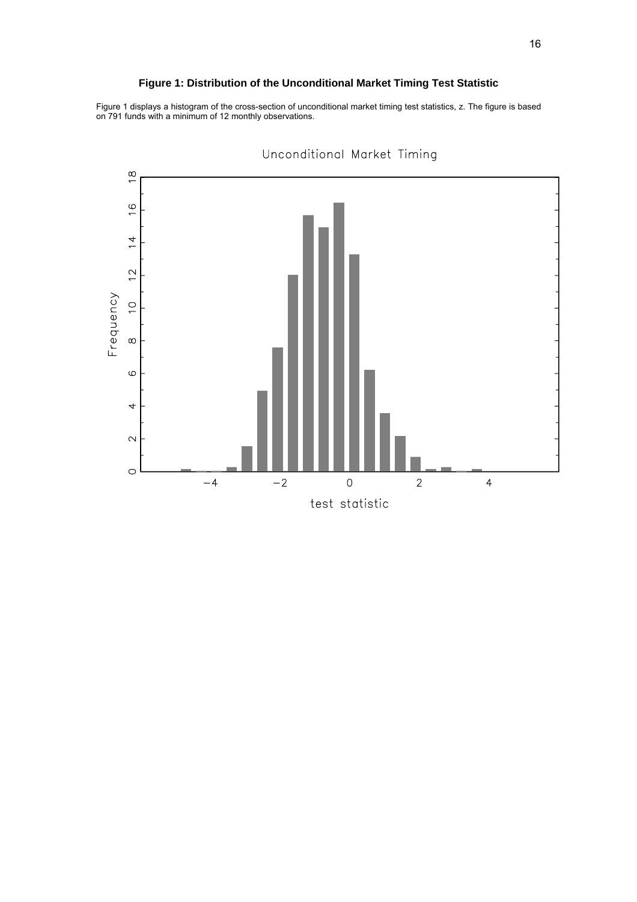**Figure 1: Distribution of the Unconditional Market Timing Test Statistic**

Figure 1 displays a histogram of the cross-section of unconditional market timing test statistics, z. The figure is based on 791 funds with a minimum of 12 monthly observations.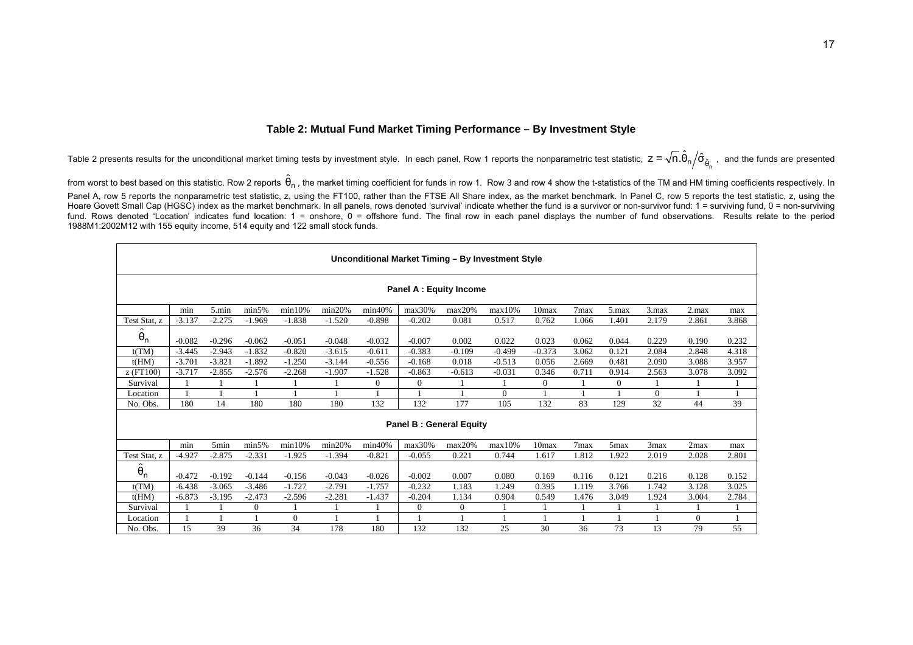## Table 2: Mutual Fund Market Timing Performance – By Investment Style

Table 2 presents results for the unconditional market timing tests by investment style. In each panel, Row 1 reports the nonparametric test statistic, $z = \sqrt{n}.\hat{\theta}_n / \hat{\sigma}_{\hat{\theta}_n}$, and the funds are presented from worst to best based on this statistic. Row 2 reports $\hat{\theta}_n$, the market timing coefficient for funds in row 1. Row 3 and row 4 show the t-statistics of the TM and HM timing coefficients respectively. In Panel A, row 5 reports the nonparametric test statistic, z, using the FT100, rather than the FTSE All Share index, as the market benchmark. In Panel C, row 5 reports the test statistic, z, using the Hoare Govett Small Cap (HGSC) index as the market benchmark. In all panels, rows denoted 'survival' indicate whether the fund is a survivor or non-survivor fund: 1 = surviving fund, 0 = non-surviving fund. Rows denoted 'Location' indicates fund location: 1 = onshore, 0 = offshore fund. The final row in each panel displays the number of fund observations. Results relate to the period 1988M1:2002M12 with 155 equity income, 514 equity and 122 small stock funds.

**Unconditional Market Timing – By Investment Style**

**Panel A : Equity Income**

| | min | 5.min | min5% | min10% | min20% | min40% | max30% | max20% | max10% | 10max | 7max | 5.max | 3.max | 2.max | max |
|---|---|---|---|---|---|---|---|---|---|---|---|---|---|---|---|
| Test Stat, z | -3.137 | -2.275 | -1.969 | -1.838 | -1.520 | -0.898 | -0.202 | 0.081 | 0.517 | 0.762 | 1.066 | 1.401 | 2.179 | 2.861 | 3.868 |
| $\hat{\theta}_n$ | -0.082 | -0.296 | -0.062 | -0.051 | -0.048 | -0.032 | -0.007 | 0.002 | 0.022 | 0.023 | 0.062 | 0.044 | 0.229 | 0.190 | 0.232 |
| t(TM) | -3.445 | -2.943 | -1.832 | -0.820 | -3.615 | -0.611 | -0.383 | -0.109 | -0.499 | -0.373 | 3.062 | 0.121 | 2.084 | 2.848 | 4.318 |
| t(HM) | -3.701 | -3.821 | -1.892 | -1.250 | -3.144 | -0.556 | -0.168 | 0.018 | -0.513 | 0.056 | 2.669 | 0.481 | 2.090 | 3.088 | 3.957 |
| z (FT100) | -3.717 | -2.855 | -2.576 | -2.268 | -1.907 | -1.528 | -0.863 | -0.613 | -0.031 | 0.346 | 0.711 | 0.914 | 2.563 | 3.078 | 3.092 |
| Survival | 1 | 1 | 1 | 1 | 1 | 0 | 0 | 1 | 1 | 0 | 1 | 0 | 1 | 1 | 1 |
| Location | 1 | 1 | 1 | 1 | 1 | 1 | 1 | 1 | 0 | 1 | 1 | 1 | 0 | 1 | 1 |
| No. Obs. | 180 | 14 | 180 | 180 | 180 | 132 | 132 | 177 | 105 | 132 | 83 | 129 | 32 | 44 | 39 |

**Panel B : General Equity**

| | min | 5min | min5% | min10% | min20% | min40% | max30% | max20% | max10% | 10max | 7max | 5max | 3max | 2max | max |
|---|---|---|---|---|---|---|---|---|---|---|---|---|---|---|---|
| Test Stat, z | -4.927 | -2.875 | -2.331 | -1.925 | -1.394 | -0.821 | -0.055 | 0.221 | 0.744 | 1.617 | 1.812 | 1.922 | 2.019 | 2.028 | 2.801 |
| $\hat{\theta}_n$ | -0.472 | -0.192 | -0.144 | -0.156 | -0.043 | -0.026 | -0.002 | 0.007 | 0.080 | 0.169 | 0.116 | 0.121 | 0.216 | 0.128 | 0.152 |
| t(TM) | -6.438 | -3.065 | -3.486 | -1.727 | -2.791 | -1.757 | -0.232 | 1.183 | 1.249 | 0.395 | 1.119 | 3.766 | 1.742 | 3.128 | 3.025 |
| t(HM) | -6.873 | -3.195 | -2.473 | -2.596 | -2.281 | -1.437 | -0.204 | 1.134 | 0.904 | 0.549 | 1.476 | 3.049 | 1.924 | 3.004 | 2.784 |
| Survival | 1 | 1 | 0 | 1 | 1 | 1 | 0 | 0 | 1 | 1 | 1 | 1 | 1 | 1 | 1 |
| Location | 1 | 1 | 1 | 0 | 1 | 1 | 1 | 1 | 1 | 1 | 1 | 1 | 1 | 0 | 1 |
| No. Obs. | 15 | 39 | 36 | 34 | 178 | 180 | 132 | 132 | 25 | 30 | 36 | 73 | 13 | 79 | 55 |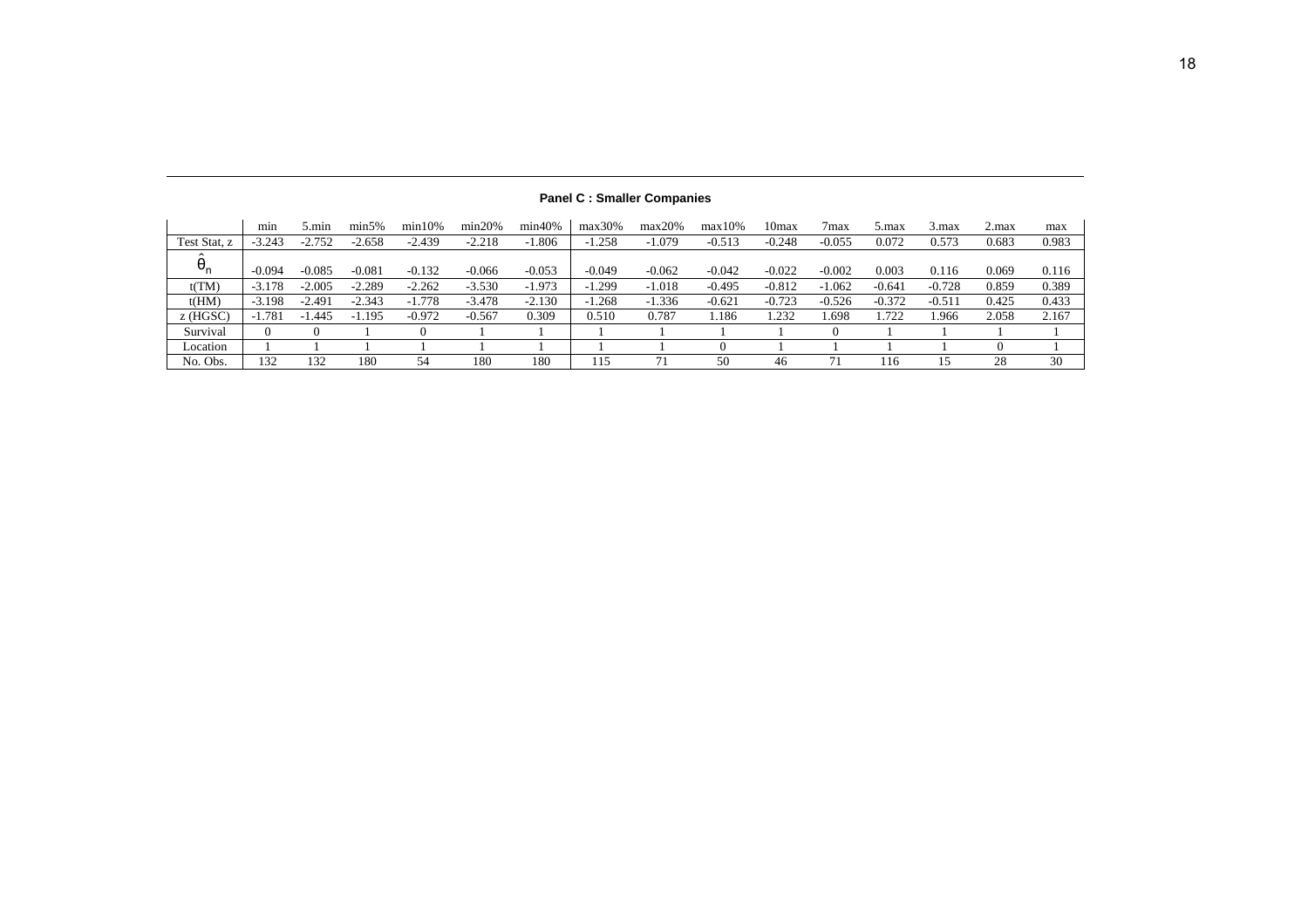**Panel C : Smaller Companies**

| | min | 5.min | min5% | min10% | min20% | min40% | max30% | max20% | max10% | 10max | 7max | 5.max | 3.max | 2.max | max |
|---|---|---|---|---|---|---|---|---|---|---|---|---|---|---|---|
| Test Stat, z | -3.243 | -2.752 | -2.658 | -2.439 | -2.218 | -1.806 | -1.258 | -1.079 | -0.513 | -0.248 | -0.055 | 0.072 | 0.573 | 0.683 | 0.983 |
| $\hat{\theta}_n$ | -0.094 | -0.085 | -0.081 | -0.132 | -0.066 | -0.053 | -0.049 | -0.062 | -0.042 | -0.022 | -0.002 | 0.003 | 0.116 | 0.069 | 0.116 |
| t(TM) | -3.178 | -2.005 | -2.289 | -2.262 | -3.530 | -1.973 | -1.299 | -1.018 | -0.495 | -0.812 | -1.062 | -0.641 | -0.728 | 0.859 | 0.389 |
| t(HM) | -3.198 | -2.491 | -2.343 | -1.778 | -3.478 | -2.130 | -1.268 | -1.336 | -0.621 | -0.723 | -0.526 | -0.372 | -0.511 | 0.425 | 0.433 |
| z (HGSC) | -1.781 | -1.445 | -1.195 | -0.972 | -0.567 | 0.309 | 0.510 | 0.787 | 1.186 | 1.232 | 1.698 | 1.722 | 1.966 | 2.058 | 2.167 |
| Survival | 0 | 0 | 1 | 0 | 1 | 1 | 1 | 1 | 1 | 1 | 0 | 1 | 1 | 1 | 1 |
| Location | 1 | 1 | 1 | 1 | 1 | 1 | 1 | 1 | 0 | 1 | 1 | 1 | 1 | 0 | 1 |
| No. Obs. | 132 | 132 | 180 | 54 | 180 | 180 | 115 | 71 | 50 | 46 | 71 | 116 | 15 | 28 | 30 |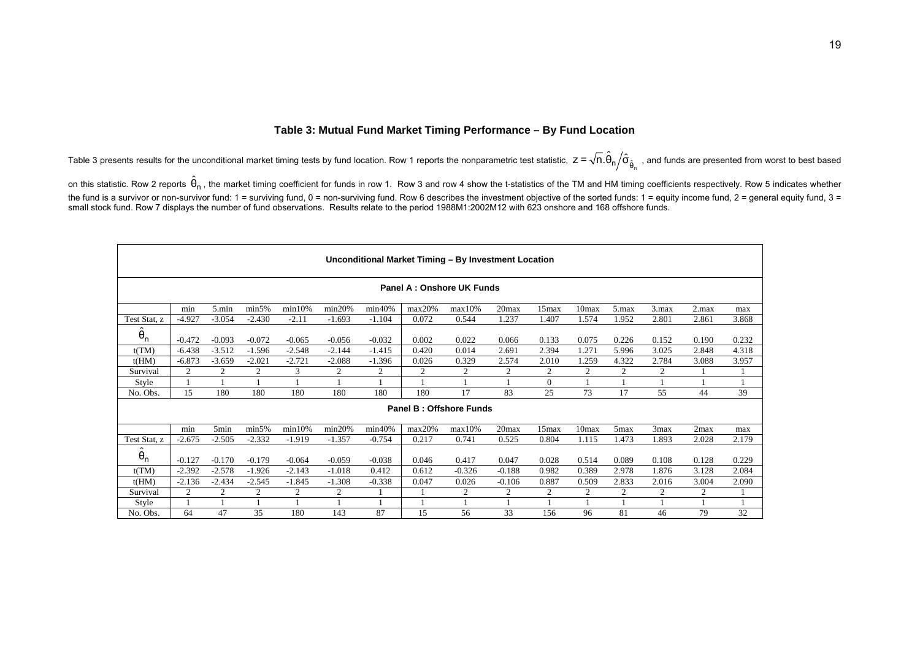### Table 3: Mutual Fund Market Timing Performance – By Fund Location

Table 3 presents results for the unconditional market timing tests by fund location. Row 1 reports the nonparametric test statistic, $z = \sqrt{n}.\hat{\theta}_n / \hat{\sigma}_{\hat{\theta}_n}$, and funds are presented from worst to best based on this statistic. Row 2 reports $\hat{\theta}_n$, the market timing coefficient for funds in row 1. Row 3 and row 4 show the t-statistics of the TM and HM timing coefficients respectively. Row 5 indicates whether the fund is a survivor or non-survivor fund: 1 = surviving fund, 0 = non-surviving fund. Row 6 describes the investment objective of the sorted funds: 1 = equity income fund, 2 = general equity fund, 3 = small stock fund. Row 7 displays the number of fund observations. Results relate to the period 1988M1:2002M12 with 623 onshore and 168 offshore funds.

| Unconditional Market Timing – By Investment Location | | | | | | | | | | | | | | | |
|---|---|---|---|---|---|---|---|---|---|---|---|---|---|---|---|
| **Panel A : Onshore UK Funds** | | | | | | | | | | | | | | | |
| | min | 5.min | min5% | min10% | min20% | min40% | max20% | max10% | 20max | 15max | 10max | 5.max | 3.max | 2.max | max |
| Test Stat, z | -4.927 | -3.054 | -2.430 | -2.11 | -1.693 | -1.104 | 0.072 | 0.544 | 1.237 | 1.407 | 1.574 | 1.952 | 2.801 | 2.861 | 3.868 |
| $\hat{\theta}_n$ | -0.472 | -0.093 | -0.072 | -0.065 | -0.056 | -0.032 | 0.002 | 0.022 | 0.066 | 0.133 | 0.075 | 0.226 | 0.152 | 0.190 | 0.232 |
| t(TM) | -6.438 | -3.512 | -1.596 | -2.548 | -2.144 | -1.415 | 0.420 | 0.014 | 2.691 | 2.394 | 1.271 | 5.996 | 3.025 | 2.848 | 4.318 |
| t(HM) | -6.873 | -3.659 | -2.021 | -2.721 | -2.088 | -1.396 | 0.026 | 0.329 | 2.574 | 2.010 | 1.259 | 4.322 | 2.784 | 3.088 | 3.957 |
| Survival | 2 | 2 | 2 | 3 | 2 | 2 | 2 | 2 | 2 | 2 | 2 | 2 | 2 | 1 | 1 |
| Style | 1 | 1 | 1 | 1 | 1 | 1 | 1 | 1 | 1 | 0 | 1 | 1 | 1 | 1 | 1 |
| No. Obs. | 15 | 180 | 180 | 180 | 180 | 180 | 180 | 17 | 83 | 25 | 73 | 17 | 55 | 44 | 39 |
| **Panel B : Offshore Funds** | | | | | | | | | | | | | | | |
| | min | 5min | min5% | min10% | min20% | min40% | max20% | max10% | 20max | 15max | 10max | 5max | 3max | 2max | max |
| Test Stat, z | -2.675 | -2.505 | -2.332 | -1.919 | -1.357 | -0.754 | 0.217 | 0.741 | 0.525 | 0.804 | 1.115 | 1.473 | 1.893 | 2.028 | 2.179 |
| $\hat{\theta}_n$ | -0.127 | -0.170 | -0.179 | -0.064 | -0.059 | -0.038 | 0.046 | 0.417 | 0.047 | 0.028 | 0.514 | 0.089 | 0.108 | 0.128 | 0.229 |
| t(TM) | -2.392 | -2.578 | -1.926 | -2.143 | -1.018 | 0.412 | 0.612 | -0.326 | -0.188 | 0.982 | 0.389 | 2.978 | 1.876 | 3.128 | 2.084 |
| t(HM) | -2.136 | -2.434 | -2.545 | -1.845 | -1.308 | -0.338 | 0.047 | 0.026 | -0.106 | 0.887 | 0.509 | 2.833 | 2.016 | 3.004 | 2.090 |
| Survival | 2 | 2 | 2 | 2 | 2 | 1 | 1 | 2 | 2 | 2 | 2 | 2 | 2 | 2 | 1 |
| Style | 1 | 1 | 1 | 1 | 1 | 1 | 1 | 1 | 1 | 1 | 1 | 1 | 1 | 1 | 1 |
| No. Obs. | 64 | 47 | 35 | 180 | 143 | 87 | 15 | 56 | 33 | 156 | 96 | 81 | 46 | 79 | 32 |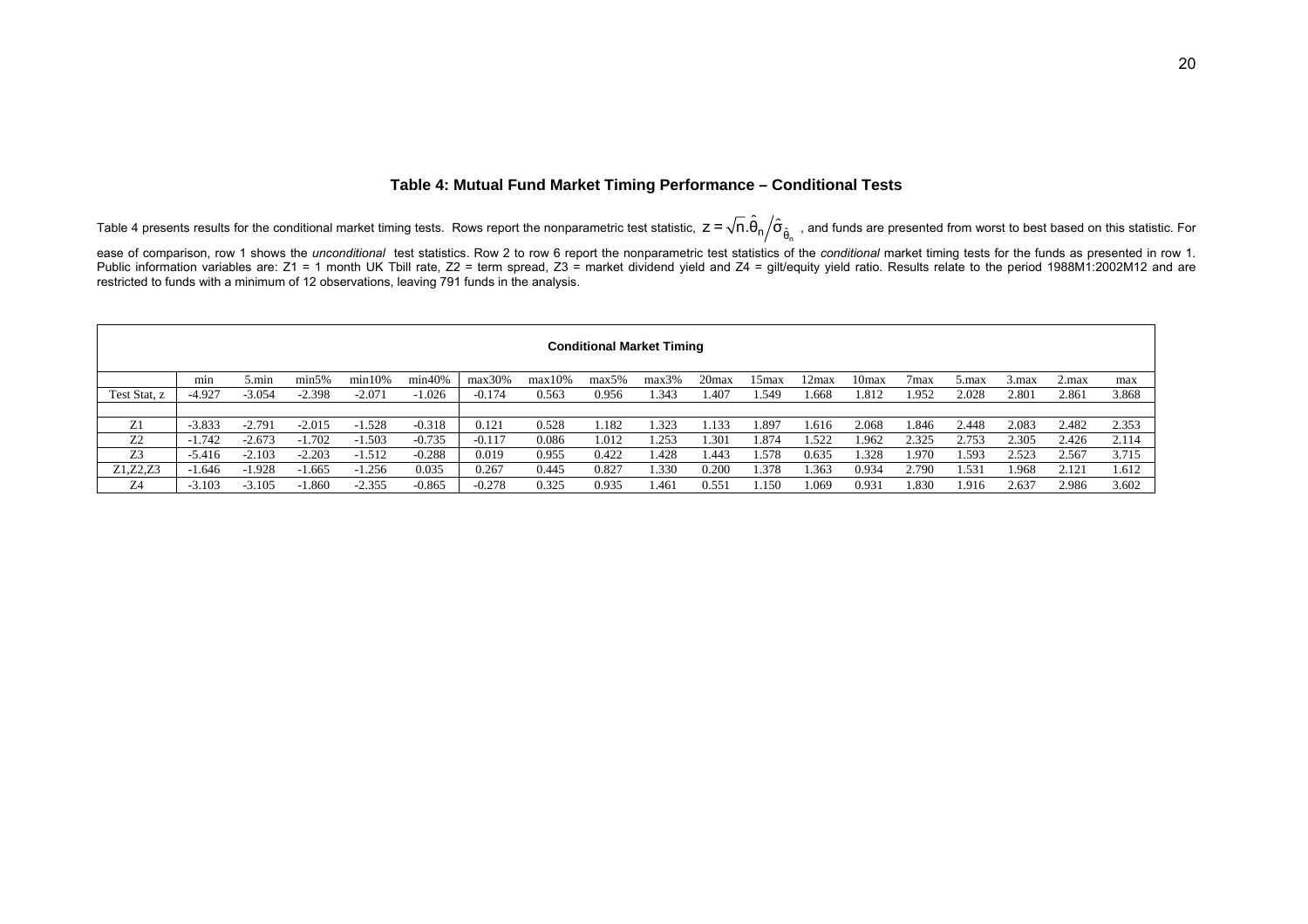### Table 4: Mutual Fund Market Timing Performance – Conditional Tests

Table 4 presents results for the conditional market timing tests. Rows report the nonparametric test statistic, $z = \sqrt{n}.\hat{\theta}_n / \hat{\sigma}_{\hat{\theta}_n}$, and funds are presented from worst to best based on this statistic. For ease of comparison, row 1 shows the *unconditional* test statistics. Row 2 to row 6 report the nonparametric test statistics of the *conditional* market timing tests for the funds as presented in row 1. Public information variables are: Z1 = 1 month UK Tbill rate, Z2 = term spread, Z3 = market dividend yield and Z4 = gilt/equity yield ratio. Results relate to the period 1988M1:2002M12 and are restricted to funds with a minimum of 12 observations, leaving 791 funds in the analysis.

| Conditional Market Timing | | | | | | | | | | | | | | | | | | |
|---|---|---|---|---|---|---|---|---|---|---|---|---|---|---|---|---|---|---|
| | min | 5.min | min5% | min10% | min40% | max30% | max10% | max5% | max3% | 20max | 15max | 12max | 10max | 7max | 5.max | 3.max | 2.max | max |
| Test Stat, z | -4.927 | -3.054 | -2.398 | -2.071 | -1.026 | -0.174 | 0.563 | 0.956 | 1.343 | 1.407 | 1.549 | 1.668 | 1.812 | 1.952 | 2.028 | 2.801 | 2.861 | 3.868 |
| | | | | | | | | | | | | | | | | | | |
| Z1 | -3.833 | -2.791 | -2.015 | -1.528 | -0.318 | 0.121 | 0.528 | 1.182 | 1.323 | 1.133 | 1.897 | 1.616 | 2.068 | 1.846 | 2.448 | 2.083 | 2.482 | 2.353 |
| Z2 | -1.742 | -2.673 | -1.702 | -1.503 | -0.735 | -0.117 | 0.086 | 1.012 | 1.253 | 1.301 | 1.874 | 1.522 | 1.962 | 2.325 | 2.753 | 2.305 | 2.426 | 2.114 |
| Z3 | -5.416 | -2.103 | -2.203 | -1.512 | -0.288 | 0.019 | 0.955 | 0.422 | 1.428 | 1.443 | 1.578 | 0.635 | 1.328 | 1.970 | 1.593 | 2.523 | 2.567 | 3.715 |
| Z1,Z2,Z3 | -1.646 | -1.928 | -1.665 | -1.256 | 0.035 | 0.267 | 0.445 | 0.827 | 1.330 | 0.200 | 1.378 | 1.363 | 0.934 | 2.790 | 1.531 | 1.968 | 2.121 | 1.612 |
| Z4 | -3.103 | -3.105 | -1.860 | -2.355 | -0.865 | -0.278 | 0.325 | 0.935 | 1.461 | 0.551 | 1.150 | 1.069 | 0.931 | 1.830 | 1.916 | 2.637 | 2.986 | 3.602 |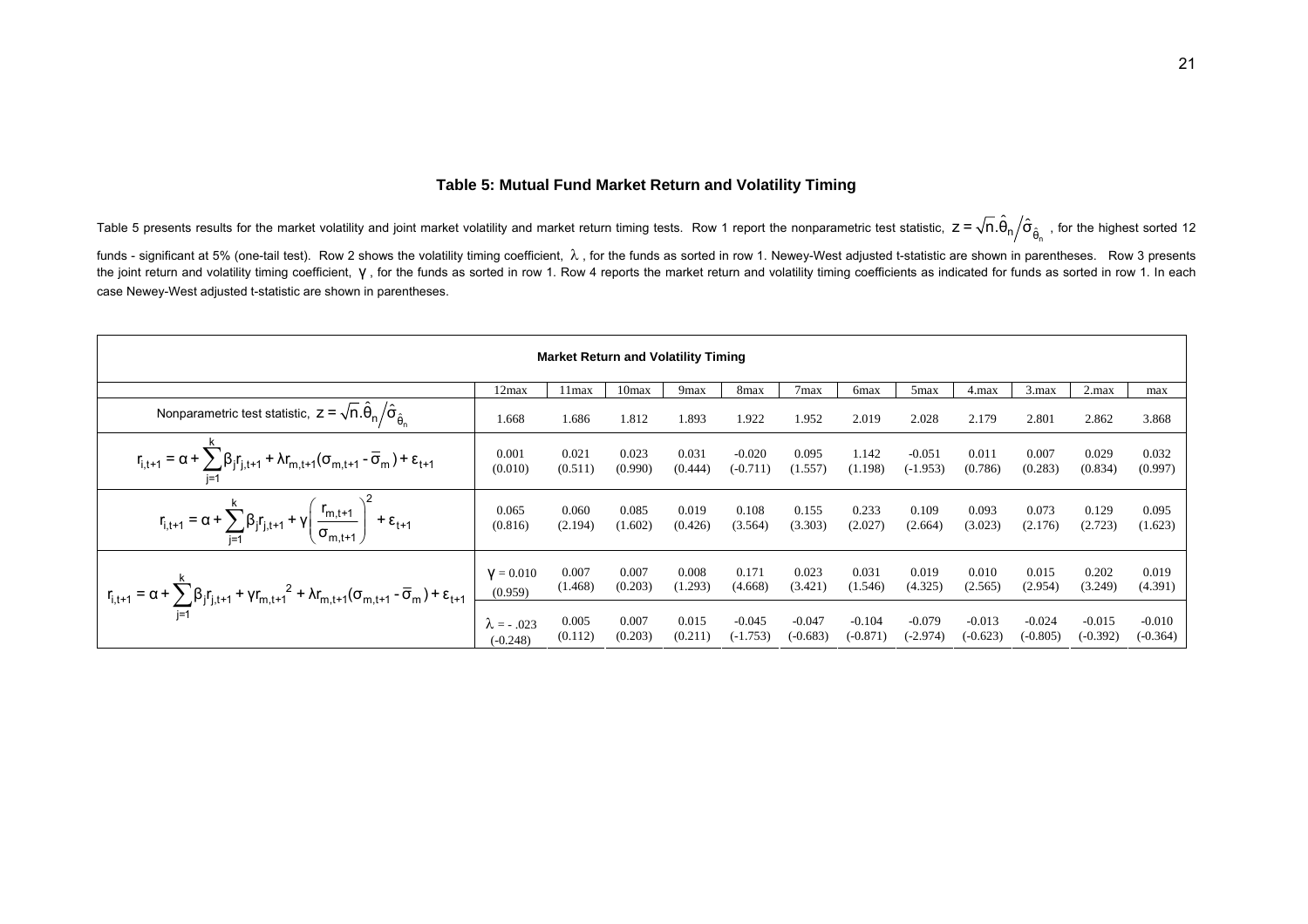# Table 5: Mutual Fund Market Return and Volatility Timing

Table 5 presents results for the market volatility and joint market volatility and market return timing tests. Row 1 report the nonparametric test statistic, $z = \sqrt{n}.\hat{\theta}_n / \hat{\sigma}_{\hat{\theta}_n}$ , for the highest sorted 12 funds - significant at 5% (one-tail test). Row 2 shows the volatility timing coefficient, $\lambda$ , for the funds as sorted in row 1. Newey-West adjusted t-statistic are shown in parentheses. Row 3 presents the joint return and volatility timing coefficient, $\gamma$ , for the funds as sorted in row 1. Row 4 reports the market return and volatility timing coefficients as indicated for funds as sorted in row 1. In each case Newey-West adjusted t-statistic are shown in parentheses.

| Market Return and Volatility Timing | | | | | | | | | | | | |
|---|---|---|---|---|---|---|---|---|---|---|---|---|
| | 12max | 11max | 10max | 9max | 8max | 7max | 6max | 5max | 4.max | 3.max | 2.max | max |
| Nonparametric test statistic, $z = \sqrt{n}.\hat{\theta}_n / \hat{\sigma}_{\hat{\theta}_n}$ | 1.668 | 1.686 | 1.812 | 1.893 | 1.922 | 1.952 | 2.019 | 2.028 | 2.179 | 2.801 | 2.862 | 3.868 |
| $r_{i,t+1} = \alpha + \sum_{j=1}^{k} \beta_j r_{j,t+1} + \lambda r_{m,t+1}(\sigma_{m,t+1} - \bar{\sigma}_m) + \varepsilon_{t+1}$ | 0.001 (0.010) | 0.021 (0.511) | 0.023 (0.990) | 0.031 (0.444) | -0.020 (-0.711) | 0.095 (1.557) | 1.142 (1.198) | -0.051 (-1.953) | 0.011 (0.786) | 0.007 (0.283) | 0.029 (0.834) | 0.032 (0.997) |
| $r_{i,t+1} = \alpha + \sum_{j=1}^{k} \beta_j r_{j,t+1} + \gamma \left( \frac{r_{m,t+1}}{\sigma_{m,t+1}} \right)^2 + \varepsilon_{t+1}$ | 0.065 (0.816) | 0.060 (2.194) | 0.085 (1.602) | 0.019 (0.426) | 0.108 (3.564) | 0.155 (3.303) | 0.233 (2.027) | 0.109 (2.664) | 0.093 (3.023) | 0.073 (2.176) | 0.129 (2.723) | 0.095 (1.623) |
| $r_{i,t+1} = \alpha + \sum_{j=1}^{k} \beta_j r_{j,t+1} + \gamma r_{m,t+1}{}^2 + \lambda r_{m,t+1}(\sigma_{m,t+1} - \bar{\sigma}_m) + \varepsilon_{t+1}$ | $\gamma$ = 0.010 (0.959) | 0.007 (1.468) | 0.007 (0.203) | 0.008 (1.293) | 0.171 (4.668) | 0.023 (3.421) | 0.031 (1.546) | 0.019 (4.325) | 0.010 (2.565) | 0.015 (2.954) | 0.202 (3.249) | 0.019 (4.391) |
| | $\lambda$ = - .023 (-0.248) | 0.005 (0.112) | 0.007 (0.203) | 0.015 (0.211) | -0.045 (-1.753) | -0.047 (-0.683) | -0.104 (-0.871) | -0.079 (-2.974) | -0.013 (-0.623) | -0.024 (-0.805) | -0.015 (-0.392) | -0.010 (-0.364) |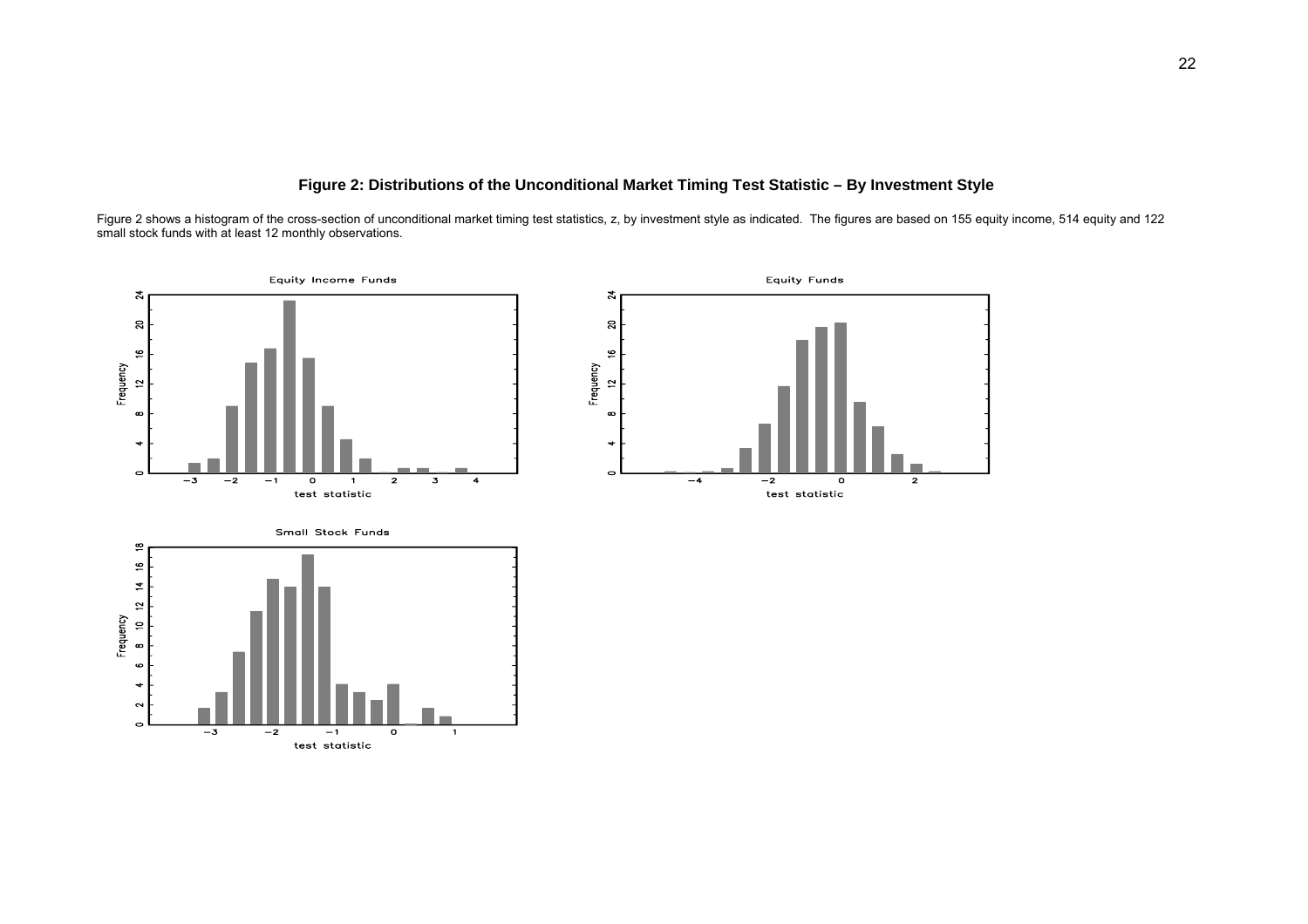# Figure 2: Distributions of the Unconditional Market Timing Test Statistic – By Investment Style

Figure 2 shows a histogram of the cross-section of unconditional market timing test statistics, z, by investment style as indicated. The figures are based on 155 equity income, 514 equity and 122 small stock funds with at least 12 monthly observations.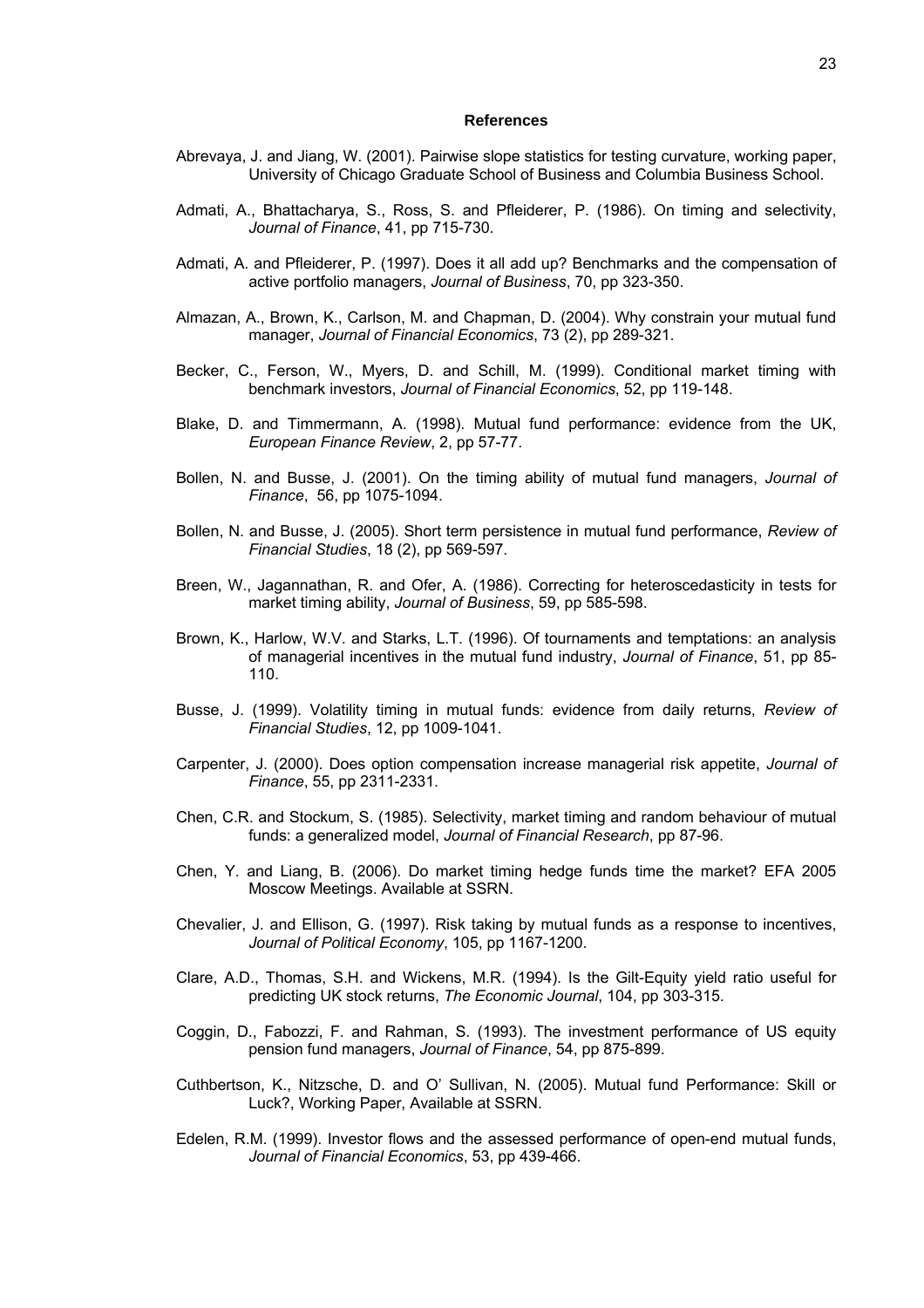## References

Abrevaya, J. and Jiang, W. (2001). Pairwise slope statistics for testing curvature, working paper, University of Chicago Graduate School of Business and Columbia Business School.

Admati, A., Bhattacharya, S., Ross, S. and Pfleiderer, P. (1986). On timing and selectivity, *Journal of Finance*, 41, pp 715-730.

Admati, A. and Pfleiderer, P. (1997). Does it all add up? Benchmarks and the compensation of active portfolio managers, *Journal of Business*, 70, pp 323-350.

Almazan, A., Brown, K., Carlson, M. and Chapman, D. (2004). Why constrain your mutual fund manager, *Journal of Financial Economics*, 73 (2), pp 289-321.

Becker, C., Ferson, W., Myers, D. and Schill, M. (1999). Conditional market timing with benchmark investors, *Journal of Financial Economics*, 52, pp 119-148.

Blake, D. and Timmermann, A. (1998). Mutual fund performance: evidence from the UK, *European Finance Review*, 2, pp 57-77.

Bollen, N. and Busse, J. (2001). On the timing ability of mutual fund managers, *Journal of Finance*, 56, pp 1075-1094.

Bollen, N. and Busse, J. (2005). Short term persistence in mutual fund performance, *Review of Financial Studies*, 18 (2), pp 569-597.

Breen, W., Jagannathan, R. and Ofer, A. (1986). Correcting for heteroscedasticity in tests for market timing ability, *Journal of Business*, 59, pp 585-598.

Brown, K., Harlow, W.V. and Starks, L.T. (1996). Of tournaments and temptations: an analysis of managerial incentives in the mutual fund industry, *Journal of Finance*, 51, pp 85-110.

Busse, J. (1999). Volatility timing in mutual funds: evidence from daily returns, *Review of Financial Studies*, 12, pp 1009-1041.

Carpenter, J. (2000). Does option compensation increase managerial risk appetite, *Journal of Finance*, 55, pp 2311-2331.

Chen, C.R. and Stockum, S. (1985). Selectivity, market timing and random behaviour of mutual funds: a generalized model, *Journal of Financial Research*, pp 87-96.

Chen, Y. and Liang, B. (2006). Do market timing hedge funds time the market? EFA 2005 Moscow Meetings. Available at SSRN.

Chevalier, J. and Ellison, G. (1997). Risk taking by mutual funds as a response to incentives, *Journal of Political Economy*, 105, pp 1167-1200.

Clare, A.D., Thomas, S.H. and Wickens, M.R. (1994). Is the Gilt-Equity yield ratio useful for predicting UK stock returns, *The Economic Journal*, 104, pp 303-315.

Coggin, D., Fabozzi, F. and Rahman, S. (1993). The investment performance of US equity pension fund managers, *Journal of Finance*, 54, pp 875-899.

Cuthbertson, K., Nitzsche, D. and O' Sullivan, N. (2005). Mutual fund Performance: Skill or Luck?, Working Paper, Available at SSRN.

Edelen, R.M. (1999). Investor flows and the assessed performance of open-end mutual funds, *Journal of Financial Economics*, 53, pp 439-466.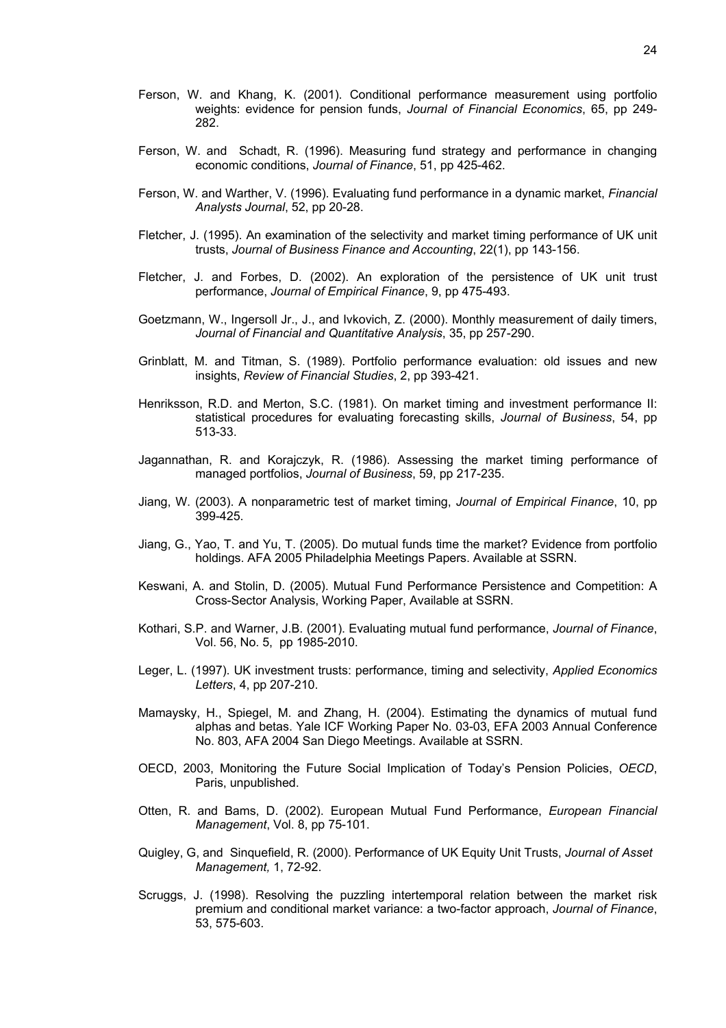Ferson, W. and Khang, K. (2001). Conditional performance measurement using portfolio weights: evidence for pension funds, *Journal of Financial Economics*, 65, pp 249-282.

Ferson, W. and Schadt, R. (1996). Measuring fund strategy and performance in changing economic conditions, *Journal of Finance*, 51, pp 425-462.

Ferson, W. and Warther, V. (1996). Evaluating fund performance in a dynamic market, *Financial Analysts Journal*, 52, pp 20-28.

Fletcher, J. (1995). An examination of the selectivity and market timing performance of UK unit trusts, *Journal of Business Finance and Accounting*, 22(1), pp 143-156.

Fletcher, J. and Forbes, D. (2002). An exploration of the persistence of UK unit trust performance, *Journal of Empirical Finance*, 9, pp 475-493.

Goetzmann, W., Ingersoll Jr., J., and Ivkovich, Z. (2000). Monthly measurement of daily timers, *Journal of Financial and Quantitative Analysis*, 35, pp 257-290.

Grinblatt, M. and Titman, S. (1989). Portfolio performance evaluation: old issues and new insights, *Review of Financial Studies*, 2, pp 393-421.

Henriksson, R.D. and Merton, S.C. (1981). On market timing and investment performance II: statistical procedures for evaluating forecasting skills, *Journal of Business*, 54, pp 513-33.

Jagannathan, R. and Korajczyk, R. (1986). Assessing the market timing performance of managed portfolios, *Journal of Business*, 59, pp 217-235.

Jiang, W. (2003). A nonparametric test of market timing, *Journal of Empirical Finance*, 10, pp 399-425.

Jiang, G., Yao, T. and Yu, T. (2005). Do mutual funds time the market? Evidence from portfolio holdings. AFA 2005 Philadelphia Meetings Papers. Available at SSRN.

Keswani, A. and Stolin, D. (2005). Mutual Fund Performance Persistence and Competition: A Cross-Sector Analysis, Working Paper, Available at SSRN.

Kothari, S.P. and Warner, J.B. (2001). Evaluating mutual fund performance, *Journal of Finance*, Vol. 56, No. 5, pp 1985-2010.

Leger, L. (1997). UK investment trusts: performance, timing and selectivity, *Applied Economics Letters*, 4, pp 207-210.

Mamaysky, H., Spiegel, M. and Zhang, H. (2004). Estimating the dynamics of mutual fund alphas and betas. Yale ICF Working Paper No. 03-03, EFA 2003 Annual Conference No. 803, AFA 2004 San Diego Meetings. Available at SSRN.

OECD, 2003, Monitoring the Future Social Implication of Today's Pension Policies, *OECD*, Paris, unpublished.

Otten, R. and Bams, D. (2002). European Mutual Fund Performance, *European Financial Management*, Vol. 8, pp 75-101.

Quigley, G, and Sinquefield, R. (2000). Performance of UK Equity Unit Trusts, *Journal of Asset Management,* 1, 72-92.

Scruggs, J. (1998). Resolving the puzzling intertemporal relation between the market risk premium and conditional market variance: a two-factor approach, *Journal of Finance*, 53, 575-603.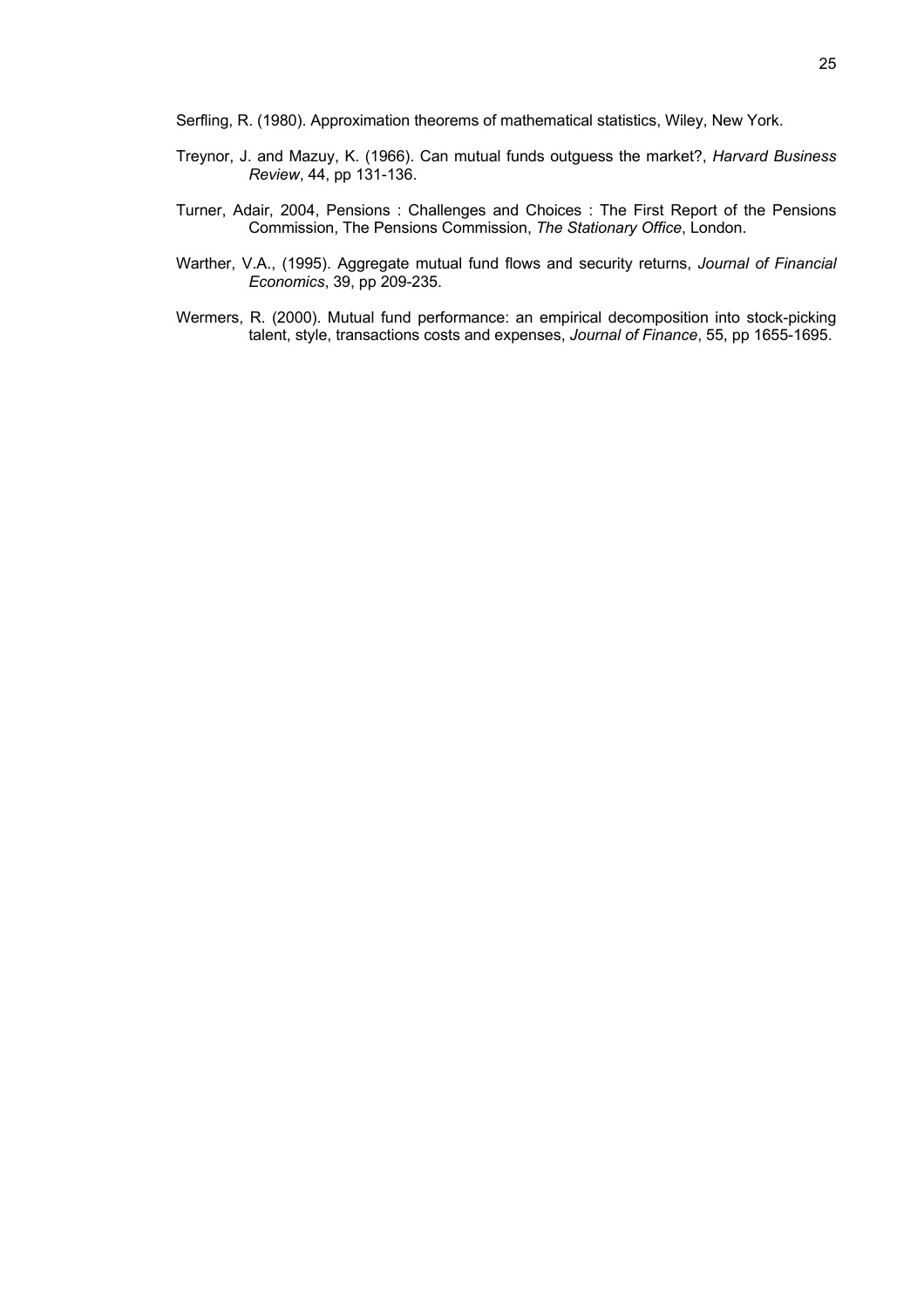Serfling, R. (1980). Approximation theorems of mathematical statistics, Wiley, New York.

Treynor, J. and Mazuy, K. (1966). Can mutual funds outguess the market?, *Harvard Business Review*, 44, pp 131-136.

Turner, Adair, 2004, Pensions : Challenges and Choices : The First Report of the Pensions Commission, The Pensions Commission, *The Stationary Office*, London.

Warther, V.A., (1995). Aggregate mutual fund flows and security returns, *Journal of Financial Economics*, 39, pp 209-235.

Wermers, R. (2000). Mutual fund performance: an empirical decomposition into stock-picking talent, style, transactions costs and expenses, *Journal of Finance*, 55, pp 1655-1695.